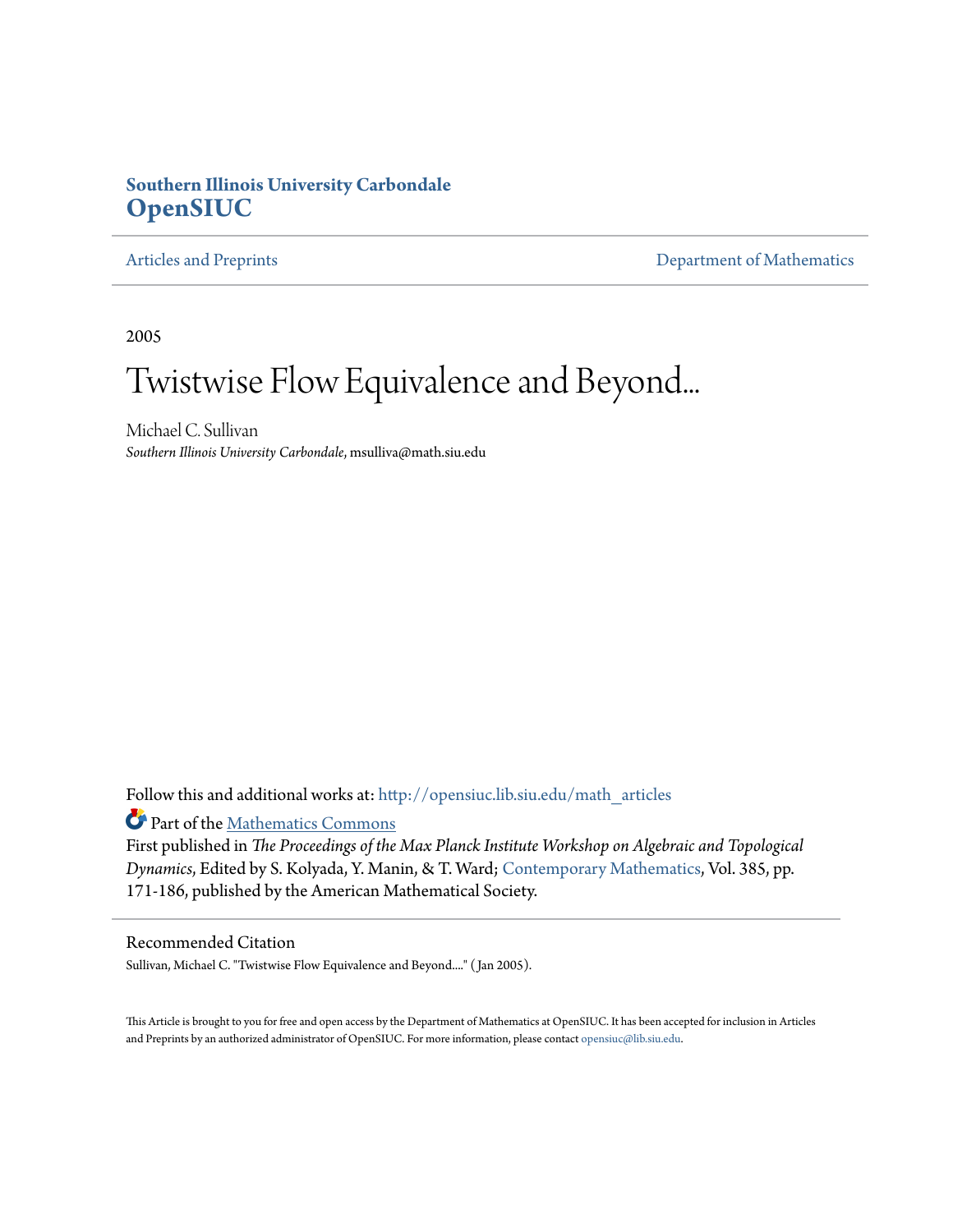**Southern Illinois University Carbondale**
# **OpenSIUC**

Articles and Preprints | Department of Mathematics

2005

# Twistwise Flow Equivalence and Beyond...

Michael C. Sullivan
*Southern Illinois University Carbondale*, msulliva@math.siu.edu

Follow this and additional works at: http://opensiuc.lib.siu.edu/math_articles

Part of the Mathematics Commons

First published in *The Proceedings of the Max Planck Institute Workshop on Algebraic and Topological Dynamics*, Edited by S. Kolyada, Y. Manin, & T. Ward; Contemporary Mathematics, Vol. 385, pp. 171-186, published by the American Mathematical Society.

## Recommended Citation

Sullivan, Michael C. "Twistwise Flow Equivalence and Beyond...." (Jan 2005).

This Article is brought to you for free and open access by the Department of Mathematics at OpenSIUC. It has been accepted for inclusion in Articles and Preprints by an authorized administrator of OpenSIUC. For more information, please contact opensiuc@lib.siu.edu.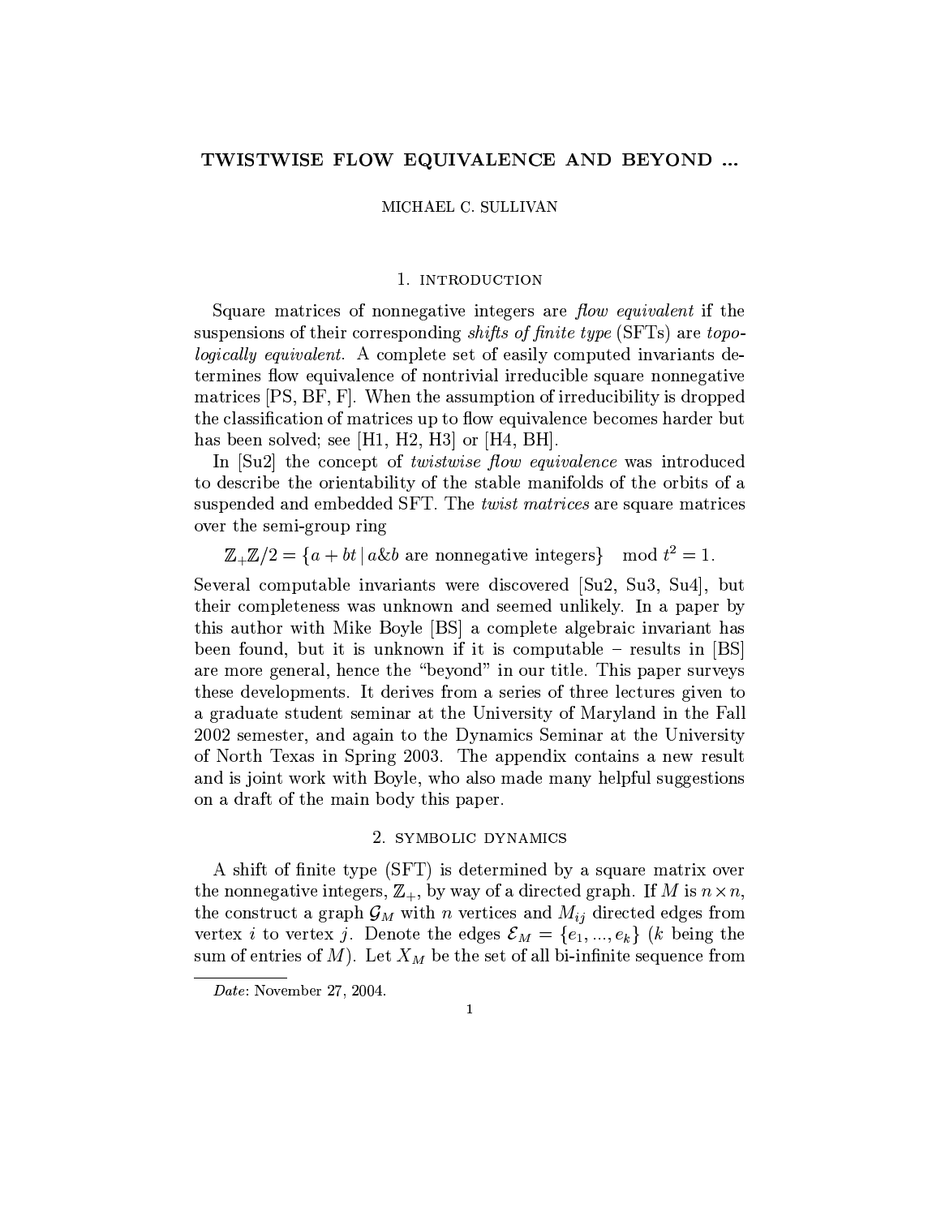# TWISTWISE FLOW EQUIVALENCE AND BEYOND ...

MICHAEL C. SULLIVAN

## 1. introduction

Square matrices of nonnegative integers are *flow equivalent* if the suspensions of their corresponding *shifts of finite type* (SFTs) are *topologically equivalent*. A complete set of easily computed invariants determines flow equivalence of nontrivial irreducible square nonnegative matrices [PS, BF, F]. When the assumption of irreducibility is dropped the classification of matrices up to flow equivalence becomes harder but has been solved; see [H1, H2, H3] or [H4, BH].

In [Su2] the concept of *twistwise flow equivalence* was introduced to describe the orientability of the stable manifolds of the orbits of a suspended and embedded SFT. The *twist matrices* are square matrices over the semi-group ring

$$\mathbb{Z}_+\mathbb{Z}/2 = \{a + bt \mid a\&b \text{ are nonnegative integers}\} \mod t^2 = 1.$$

Several computable invariants were discovered [Su2, Su3, Su4], but their completeness was unknown and seemed unlikely. In a paper by this author with Mike Boyle [BS] a complete algebraic invariant has been found, but it is unknown if it is computable – results in [BS] are more general, hence the "beyond" in our title. This paper surveys these developments. It derives from a series of three lectures given to a graduate student seminar at the University of Maryland in the Fall 2002 semester, and again to the Dynamics Seminar at the University of North Texas in Spring 2003. The appendix contains a new result and is joint work with Boyle, who also made many helpful suggestions on a draft of the main body this paper.

## 2. symbolic dynamics

A shift of finite type (SFT) is determined by a square matrix over the nonnegative integers, $\mathbb{Z}_+$, by way of a directed graph. If $M$ is $n \times n$, the construct a graph $\mathcal{G}_M$ with $n$ vertices and $M_{ij}$ directed edges from vertex $i$ to vertex $j$. Denote the edges $\mathcal{E}_M = \{e_1, ..., e_k\}$ ($k$ being the sum of entries of $M$). Let $X_M$ be the set of all bi-infinite sequence from

---

*Date*: November 27, 2004.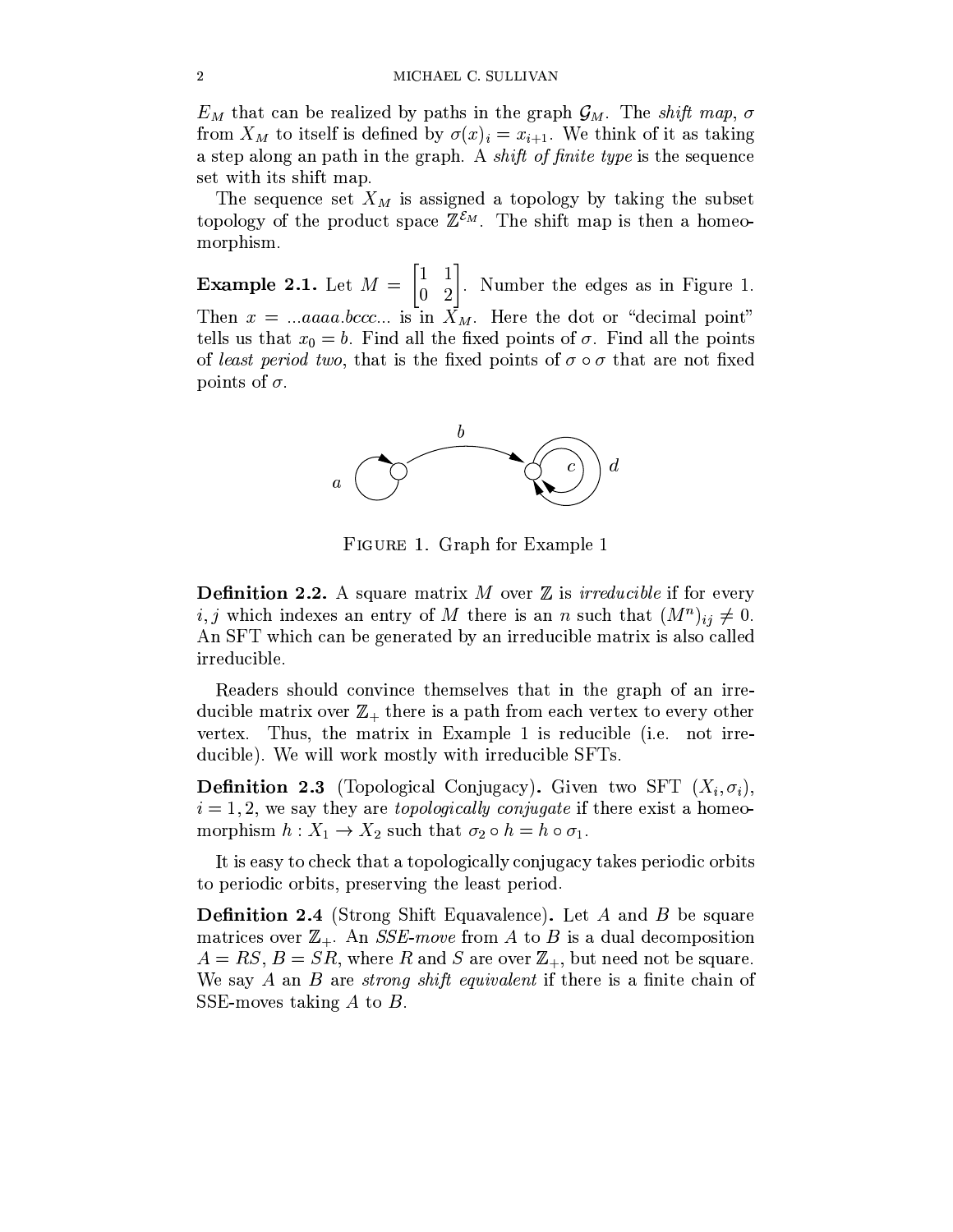$E_M$ that can be realized by paths in the graph $\mathcal{G}_M$. The *shift map*, $\sigma$ from $X_M$ to itself is defined by $\sigma(x)_i = x_{i+1}$. We think of it as taking a step along an path in the graph. A *shift of finite type* is the sequence set with its shift map.

The sequence set $X_M$ is assigned a topology by taking the subset topology of the product space $\mathbb{Z}^{\mathcal{E}_M}$. The shift map is then a homeomorphism.

**Example 2.1.** Let $M = \begin{bmatrix} 1 & 1 \\ 0 & 2 \end{bmatrix}$. Number the edges as in Figure 1. Then $x = ...aaaa.bccc...$ is in $X_M$. Here the dot or "decimal point" tells us that $x_0 = b$. Find all the fixed points of $\sigma$. Find all the points of *least period two*, that is the fixed points of $\sigma \circ \sigma$ that are not fixed points of $\sigma$.

FIGURE 1. Graph for Example 1

**Definition 2.2.** A square matrix $M$ over $\mathbb{Z}$ is *irreducible* if for every $i, j$ which indexes an entry of $M$ there is an $n$ such that $(M^n)_{ij} \neq 0$. An SFT which can be generated by an irreducible matrix is also called irreducible.

Readers should convince themselves that in the graph of an irreducible matrix over $\mathbb{Z}_+$ there is a path from each vertex to every other vertex. Thus, the matrix in Example 1 is reducible (i.e. not irreducible). We will work mostly with irreducible SFTs.

**Definition 2.3** (Topological Conjugacy)**.** Given two SFT $(X_i, \sigma_i)$, $i = 1, 2$, we say they are *topologically conjugate* if there exist a homeomorphism $h : X_1 \to X_2$ such that $\sigma_2 \circ h = h \circ \sigma_1$.

It is easy to check that a topologically conjugacy takes periodic orbits to periodic orbits, preserving the least period.

**Definition 2.4** (Strong Shift Equavalence)**.** Let $A$ and $B$ be square matrices over $\mathbb{Z}_+$. An *SSE-move* from $A$ to $B$ is a dual decomposition $A = RS$, $B = SR$, where $R$ and $S$ are over $\mathbb{Z}_+$, but need not be square. We say $A$ an $B$ are *strong shift equivalent* if there is a finite chain of SSE-moves taking $A$ to $B$.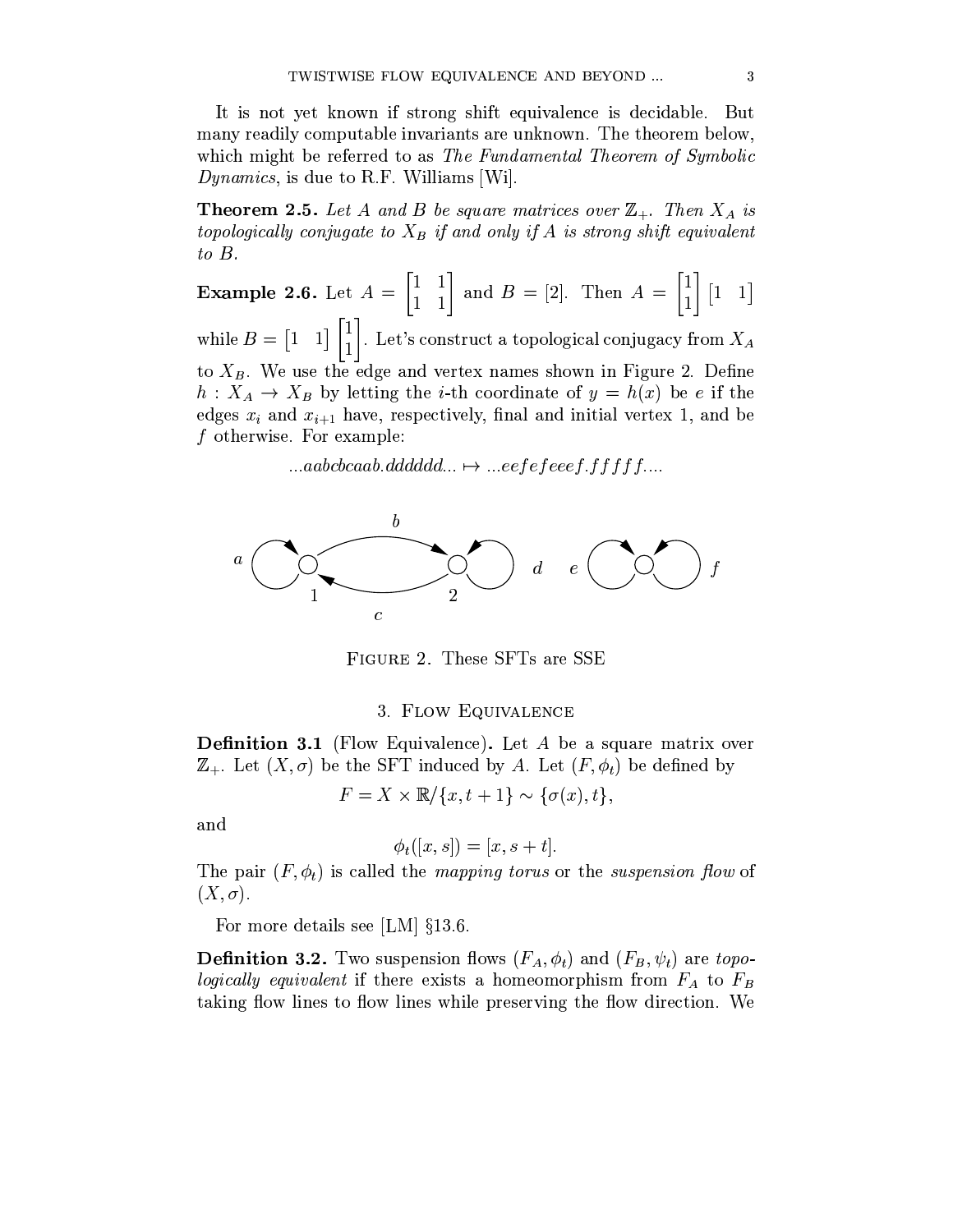It is not yet known if strong shift equivalence is decidable. But many readily computable invariants are unknown. The theorem below, which might be referred to as *The Fundamental Theorem of Symbolic Dynamics*, is due to R.F. Williams [Wi].

**Theorem 2.5.** *Let $A$ and $B$ be square matrices over $\mathbb{Z}_+$. Then $X_A$ is topologically conjugate to $X_B$ if and only if $A$ is strong shift equivalent to $B$.*

**Example 2.6.** Let $A = \begin{bmatrix} 1 & 1 \\ 1 & 1 \end{bmatrix}$ and $B = [2]$. Then $A = \begin{bmatrix} 1 \\ 1 \end{bmatrix} \begin{bmatrix} 1 & 1 \end{bmatrix}$ while $B = \begin{bmatrix} 1 & 1 \end{bmatrix} \begin{bmatrix} 1 \\ 1 \end{bmatrix}$. Let's construct a topological conjugacy from $X_A$ to $X_B$. We use the edge and vertex names shown in Figure 2. Define $h : X_A \to X_B$ by letting the $i$-th coordinate of $y = h(x)$ be $e$ if the edges $x_i$ and $x_{i+1}$ have, respectively, final and initial vertex 1, and be $f$ otherwise. For example:

$$...aabcbcaab.dddddd... \mapsto ...eefefeeef.fffff....$$

FIGURE 2. These SFTs are SSE

## 3. Flow Equivalence

**Definition 3.1** (Flow Equivalence)**.** Let $A$ be a square matrix over $\mathbb{Z}_+$. Let $(X, \sigma)$ be the SFT induced by $A$. Let $(F, \phi_t)$ be defined by

$$F = X \times \mathbb{R}/\{x, t+1\} \sim \{\sigma(x), t\},$$

and

$$\phi_t([x, s]) = [x, s+t].$$

The pair $(F, \phi_t)$ is called the *mapping torus* or the *suspension flow* of $(X, \sigma)$.

For more details see [LM] §13.6.

**Definition 3.2.** Two suspension flows $(F_A, \phi_t)$ and $(F_B, \psi_t)$ are *topologically equivalent* if there exists a homeomorphism from $F_A$ to $F_B$ taking flow lines to flow lines while preserving the flow direction. We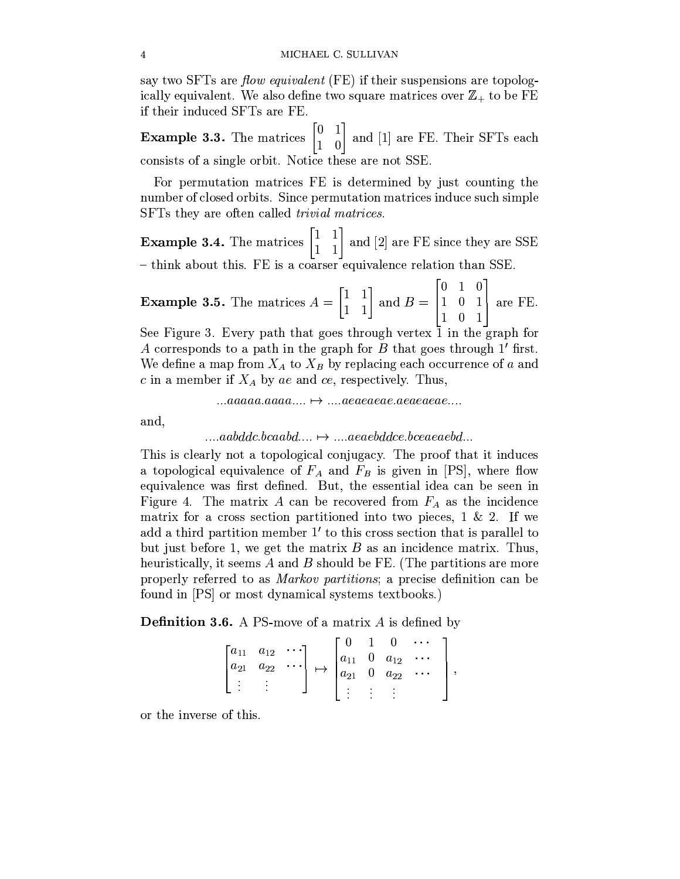say two SFTs are *flow equivalent* (FE) if their suspensions are topologically equivalent. We also define two square matrices over $\mathbb{Z}_+$ to be FE if their induced SFTs are FE.

**Example 3.3.** The matrices $\begin{bmatrix} 0 & 1 \\ 1 & 0 \end{bmatrix}$ and $[1]$ are FE. Their SFTs each consists of a single orbit. Notice these are not SSE.

For permutation matrices FE is determined by just counting the number of closed orbits. Since permutation matrices induce such simple SFTs they are often called *trivial matrices*.

**Example 3.4.** The matrices $\begin{bmatrix} 1 & 1 \\ 1 & 1 \end{bmatrix}$ and $[2]$ are FE since they are SSE – think about this. FE is a coarser equivalence relation than SSE.

**Example 3.5.** The matrices $A = \begin{bmatrix} 1 & 1 \\ 1 & 1 \end{bmatrix}$ and $B = \begin{bmatrix} 0 & 1 & 0 \\ 1 & 0 & 1 \\ 1 & 0 & 1 \end{bmatrix}$ are FE. See Figure 3. Every path that goes through vertex 1 in the graph for $A$ corresponds to a path in the graph for $B$ that goes through $1'$ first. We define a map from $X_A$ to $X_B$ by replacing each occurrence of $a$ and $c$ in a member if $X_A$ by $ae$ and $ce$, respectively. Thus,

$$...aaaaa.aaaa.... \mapsto ....aeaeaeae.aeaeaeae....$$

and,

$$....aabddc.bcaabd.... \mapsto ....aeaebddce.bceaeaebd...$$

This is clearly not a topological conjugacy. The proof that it induces a topological equivalence of $F_A$ and $F_B$ is given in [PS], where flow equivalence was first defined. But, the essential idea can be seen in Figure 4. The matrix $A$ can be recovered from $F_A$ as the incidence matrix for a cross section partitioned into two pieces, 1 & 2. If we add a third partition member $1'$ to this cross section that is parallel to but just before 1, we get the matrix $B$ as an incidence matrix. Thus, heuristically, it seems $A$ and $B$ should be FE. (The partitions are more properly referred to as *Markov partitions*; a precise definition can be found in [PS] or most dynamical systems textbooks.)

**Definition 3.6.** A PS-move of a matrix $A$ is defined by

$$\begin{bmatrix} a_{11} & a_{12} & \cdots \\ a_{21} & a_{22} & \cdots \\ \vdots & \vdots & \end{bmatrix} \mapsto \begin{bmatrix} 0 & 1 & 0 & \cdots \\ a_{11} & 0 & a_{12} & \cdots \\ a_{21} & 0 & a_{22} & \cdots \\ \vdots & \vdots & \vdots & \end{bmatrix},$$

or the inverse of this.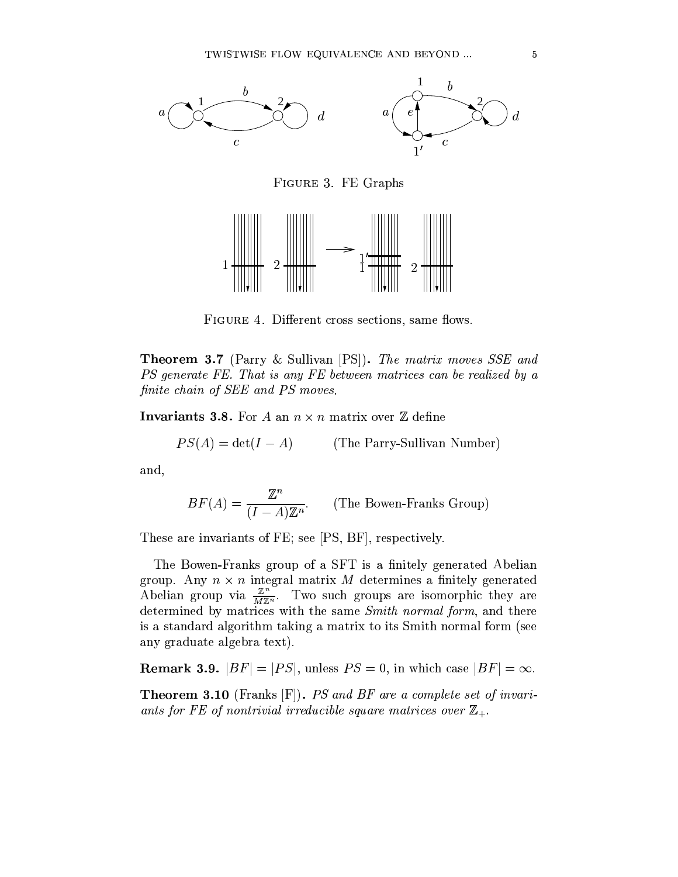FIGURE 3. FE Graphs

FIGURE 4. Different cross sections, same flows.

**Theorem 3.7** (Parry & Sullivan [PS]). *The matrix moves SSE and PS generate FE. That is any FE between matrices can be realized by a finite chain of SEE and PS moves.*

**Invariants 3.8.** For $A$ an $n \times n$ matrix over $\mathbb{Z}$ define

$$PS(A) = \det(I - A) \qquad \text{(The Parry-Sullivan Number)}$$

and,

$$BF(A) = \frac{\mathbb{Z}^n}{(I - A)\mathbb{Z}^n}. \qquad \text{(The Bowen-Franks Group)}$$

These are invariants of FE; see [PS, BF], respectively.

The Bowen-Franks group of a SFT is a finitely generated Abelian group. Any $n \times n$ integral matrix $M$ determines a finitely generated Abelian group via $\frac{\mathbb{Z}^n}{M\mathbb{Z}^n}$. Two such groups are isomorphic they are determined by matrices with the same *Smith normal form*, and there is a standard algorithm taking a matrix to its Smith normal form (see any graduate algebra text).

**Remark 3.9.** $|BF| = |PS|$, unless $PS = 0$, in which case $|BF| = \infty$.

**Theorem 3.10** (Franks [F]). *PS and BF are a complete set of invariants for FE of nontrivial irreducible square matrices over* $\mathbb{Z}_+$.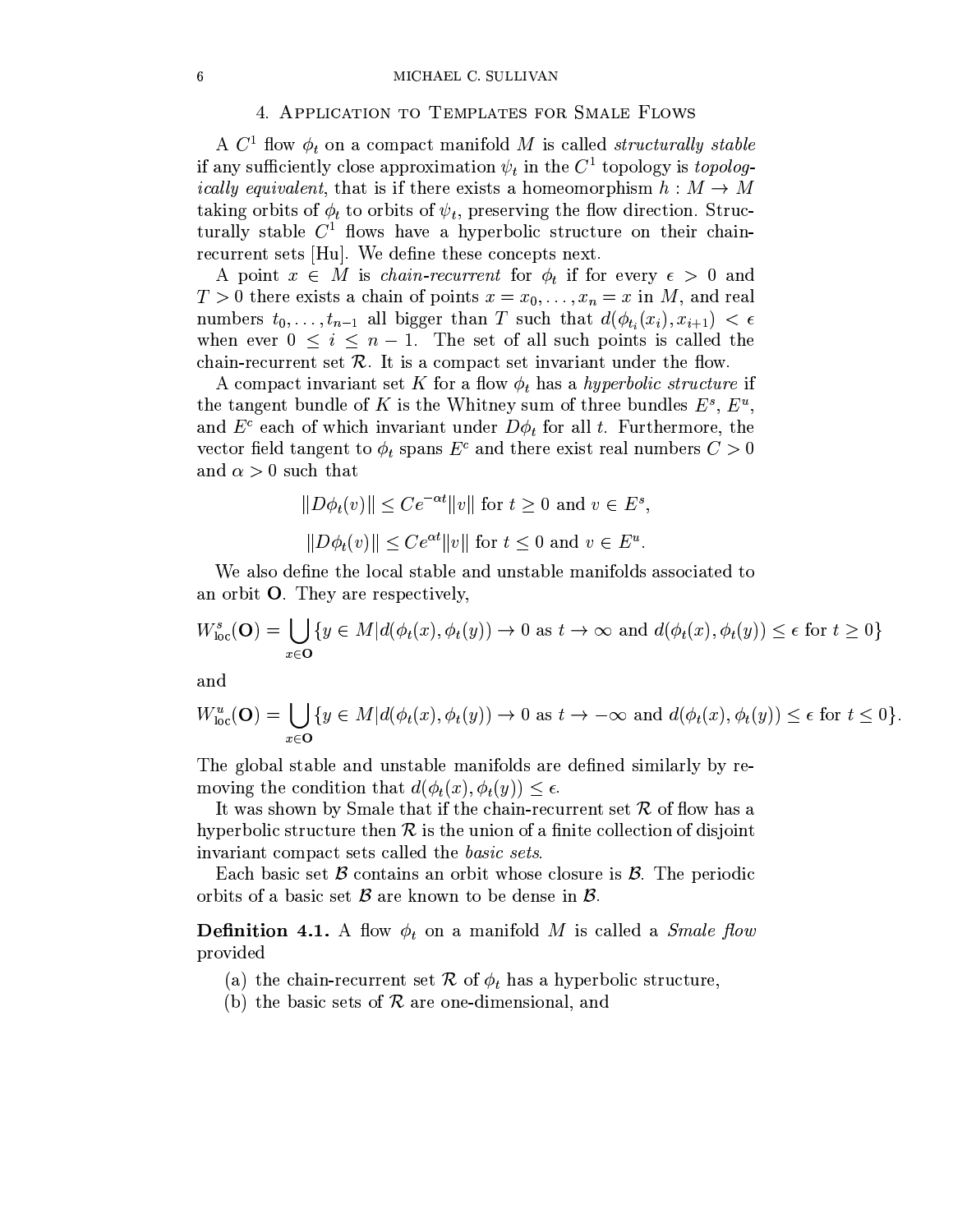## 4. Application to Templates for Smale Flows

A $C^1$ flow $\phi_t$ on a compact manifold $M$ is called *structurally stable* if any sufficiently close approximation $\psi_t$ in the $C^1$ topology is *topologically equivalent*, that is if there exists a homeomorphism $h : M \to M$ taking orbits of $\phi_t$ to orbits of $\psi_t$, preserving the flow direction. Structurally stable $C^1$ flows have a hyperbolic structure on their chain-recurrent sets [Hu]. We define these concepts next.

A point $x \in M$ is *chain-recurrent* for $\phi_t$ if for every $\epsilon > 0$ and $T > 0$ there exists a chain of points $x = x_0, \dots, x_n = x$ in $M$, and real numbers $t_0, \dots, t_{n-1}$ all bigger than $T$ such that $d(\phi_{t_i}(x_i), x_{i+1}) < \epsilon$ when ever $0 \le i \le n-1$. The set of all such points is called the chain-recurrent set $\mathcal{R}$. It is a compact set invariant under the flow.

A compact invariant set $K$ for a flow $\phi_t$ has a *hyperbolic structure* if the tangent bundle of $K$ is the Whitney sum of three bundles $E^s$, $E^u$, and $E^c$ each of which invariant under $D\phi_t$ for all $t$. Furthermore, the vector field tangent to $\phi_t$ spans $E^c$ and there exist real numbers $C > 0$ and $\alpha > 0$ such that

$$\|D\phi_t(v)\| \le Ce^{-\alpha t}\|v\| \text{ for } t \ge 0 \text{ and } v \in E^s,$$

$$\|D\phi_t(v)\| \le Ce^{\alpha t}\|v\| \text{ for } t \le 0 \text{ and } v \in E^u.$$

We also define the local stable and unstable manifolds associated to an orbit $\mathbf{O}$. They are respectively,

$$W^s_{\text{loc}}(\mathbf{O}) = \bigcup_{x \in \mathbf{O}} \{y \in M | d(\phi_t(x), \phi_t(y)) \to 0 \text{ as } t \to \infty \text{ and } d(\phi_t(x), \phi_t(y)) \le \epsilon \text{ for } t \ge 0\}$$

and

$$W^u_{\text{loc}}(\mathbf{O}) = \bigcup_{x \in \mathbf{O}} \{y \in M | d(\phi_t(x), \phi_t(y)) \to 0 \text{ as } t \to -\infty \text{ and } d(\phi_t(x), \phi_t(y)) \le \epsilon \text{ for } t \le 0\}.$$

The global stable and unstable manifolds are defined similarly by removing the condition that $d(\phi_t(x), \phi_t(y)) \le \epsilon$.

It was shown by Smale that if the chain-recurrent set $\mathcal{R}$ of flow has a hyperbolic structure then $\mathcal{R}$ is the union of a finite collection of disjoint invariant compact sets called the *basic sets*.

Each basic set $\mathcal{B}$ contains an orbit whose closure is $\mathcal{B}$. The periodic orbits of a basic set $\mathcal{B}$ are known to be dense in $\mathcal{B}$.

**Definition 4.1.** A flow $\phi_t$ on a manifold $M$ is called a *Smale flow* provided

(a) the chain-recurrent set $\mathcal{R}$ of $\phi_t$ has a hyperbolic structure,

(b) the basic sets of $\mathcal{R}$ are one-dimensional, and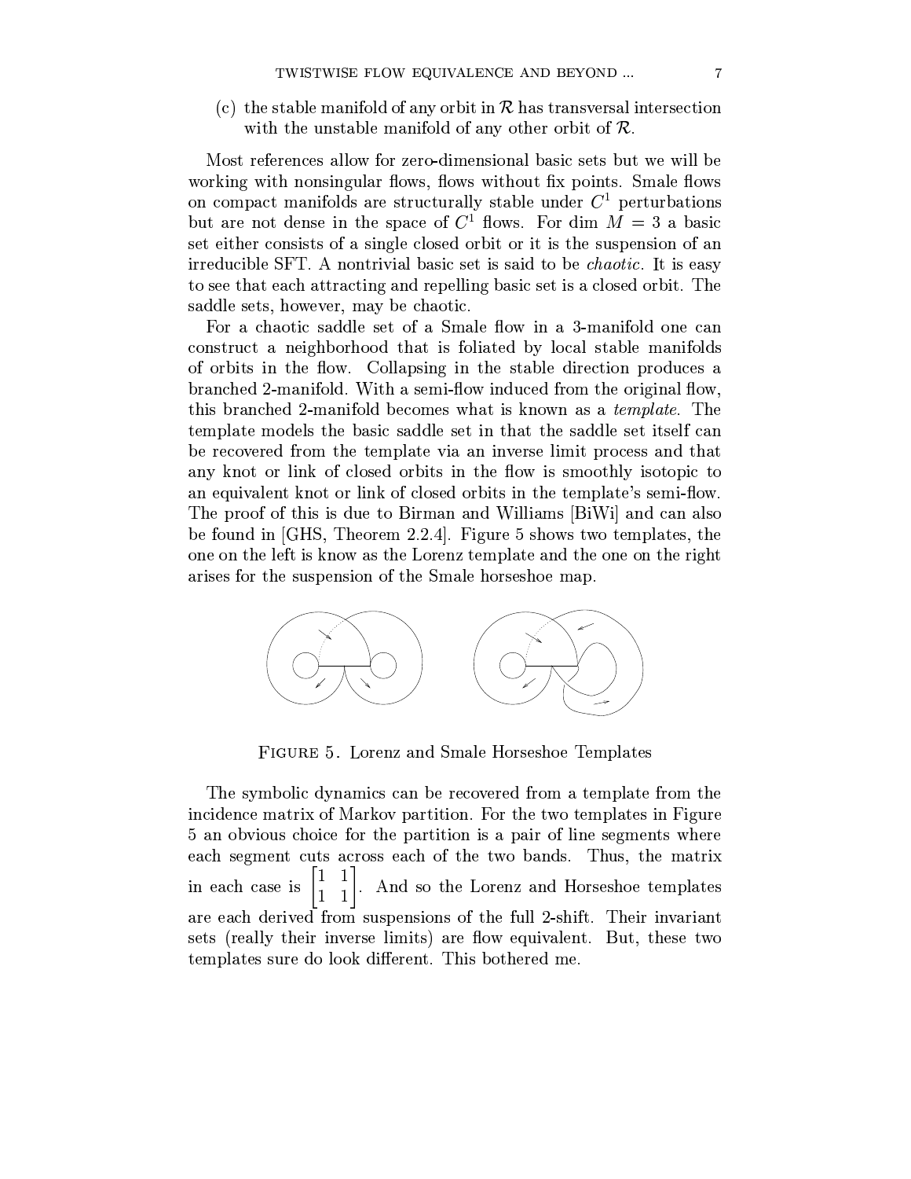(c) the stable manifold of any orbit in $\mathcal{R}$ has transversal intersection with the unstable manifold of any other orbit of $\mathcal{R}$.

Most references allow for zero-dimensional basic sets but we will be working with nonsingular flows, flows without fix points. Smale flows on compact manifolds are structurally stable under $C^1$ perturbations but are not dense in the space of $C^1$ flows. For dim $M = 3$ a basic set either consists of a single closed orbit or it is the suspension of an irreducible SFT. A nontrivial basic set is said to be *chaotic*. It is easy to see that each attracting and repelling basic set is a closed orbit. The saddle sets, however, may be chaotic.

For a chaotic saddle set of a Smale flow in a 3-manifold one can construct a neighborhood that is foliated by local stable manifolds of orbits in the flow. Collapsing in the stable direction produces a branched 2-manifold. With a semi-flow induced from the original flow, this branched 2-manifold becomes what is known as a *template*. The template models the basic saddle set in that the saddle set itself can be recovered from the template via an inverse limit process and that any knot or link of closed orbits in the flow is smoothly isotopic to an equivalent knot or link of closed orbits in the template's semi-flow. The proof of this is due to Birman and Williams [BiWi] and can also be found in [GHS, Theorem 2.2.4]. Figure 5 shows two templates, the one on the left is know as the Lorenz template and the one on the right arises for the suspension of the Smale horseshoe map.

FIGURE 5. Lorenz and Smale Horseshoe Templates

The symbolic dynamics can be recovered from a template from the incidence matrix of Markov partition. For the two templates in Figure 5 an obvious choice for the partition is a pair of line segments where each segment cuts across each of the two bands. Thus, the matrix in each case is $\begin{bmatrix} 1 & 1 \\ 1 & 1 \end{bmatrix}$. And so the Lorenz and Horseshoe templates are each derived from suspensions of the full 2-shift. Their invariant sets (really their inverse limits) are flow equivalent. But, these two templates sure do look different. This bothered me.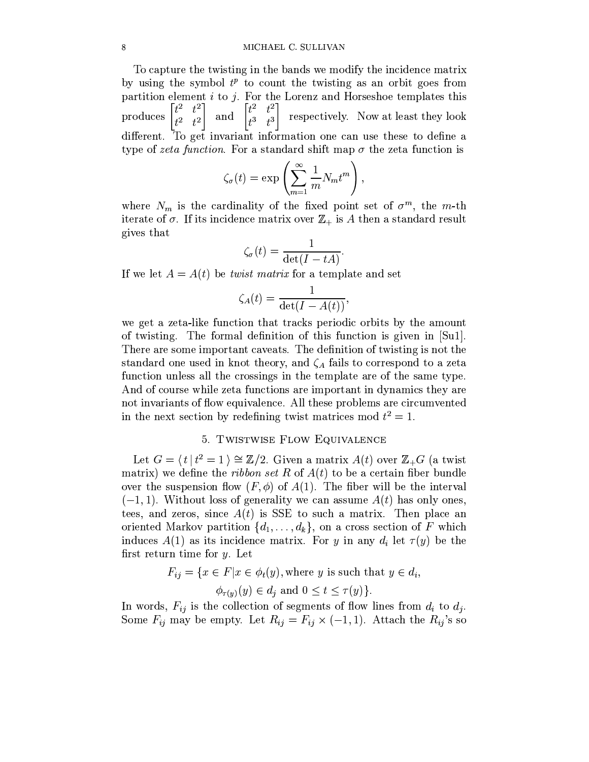To capture the twisting in the bands we modify the incidence matrix by using the symbol $t^p$ to count the twisting as an orbit goes from partition element $i$ to $j$. For the Lorenz and Horseshoe templates this produces $\begin{bmatrix} t^2 & t^2 \\ t^2 & t^2 \end{bmatrix}$ and $\begin{bmatrix} t^2 & t^2 \\ t^3 & t^3 \end{bmatrix}$ respectively. Now at least they look different. To get invariant information one can use these to define a type of *zeta function*. For a standard shift map $\sigma$ the zeta function is

$$\zeta_\sigma(t) = \exp\left(\sum_{m=1}^{\infty} \frac{1}{m} N_m t^m\right),$$

where $N_m$ is the cardinality of the fixed point set of $\sigma^m$, the $m$-th iterate of $\sigma$. If its incidence matrix over $\mathbb{Z}_+$ is $A$ then a standard result gives that

$$\zeta_\sigma(t) = \frac{1}{\det(I - tA)}.$$

If we let $A = A(t)$ be *twist matrix* for a template and set

$$\zeta_A(t) = \frac{1}{\det(I - A(t))},$$

we get a zeta-like function that tracks periodic orbits by the amount of twisting. The formal definition of this function is given in [Su1]. There are some important caveats. The definition of twisting is not the standard one used in knot theory, and $\zeta_A$ fails to correspond to a zeta function unless all the crossings in the template are of the same type. And of course while zeta functions are important in dynamics they are not invariants of flow equivalence. All these problems are circumvented in the next section by redefining twist matrices mod $t^2 = 1$.

## 5. Twistwise Flow Equivalence

Let $G = \langle t \,|\, t^2 = 1 \rangle \cong \mathbb{Z}/2$. Given a matrix $A(t)$ over $\mathbb{Z}_+G$ (a twist matrix) we define the *ribbon set* $R$ of $A(t)$ to be a certain fiber bundle over the suspension flow $(F, \phi)$ of $A(1)$. The fiber will be the interval $(-1, 1)$. Without loss of generality we can assume $A(t)$ has only ones, tees, and zeros, since $A(t)$ is SSE to such a matrix. Then place an oriented Markov partition $\{d_1, \ldots, d_k\}$, on a cross section of $F$ which induces $A(1)$ as its incidence matrix. For $y$ in any $d_i$ let $\tau(y)$ be the first return time for $y$. Let

$$F_{ij} = \{x \in F | x \in \phi_t(y), \text{where } y \text{ is such that } y \in d_i,$$
$$\phi_{\tau(y)}(y) \in d_j \text{ and } 0 \leq t \leq \tau(y)\}.$$

In words, $F_{ij}$ is the collection of segments of flow lines from $d_i$ to $d_j$. Some $F_{ij}$ may be empty. Let $R_{ij} = F_{ij} \times (-1, 1)$. Attach the $R_{ij}$'s so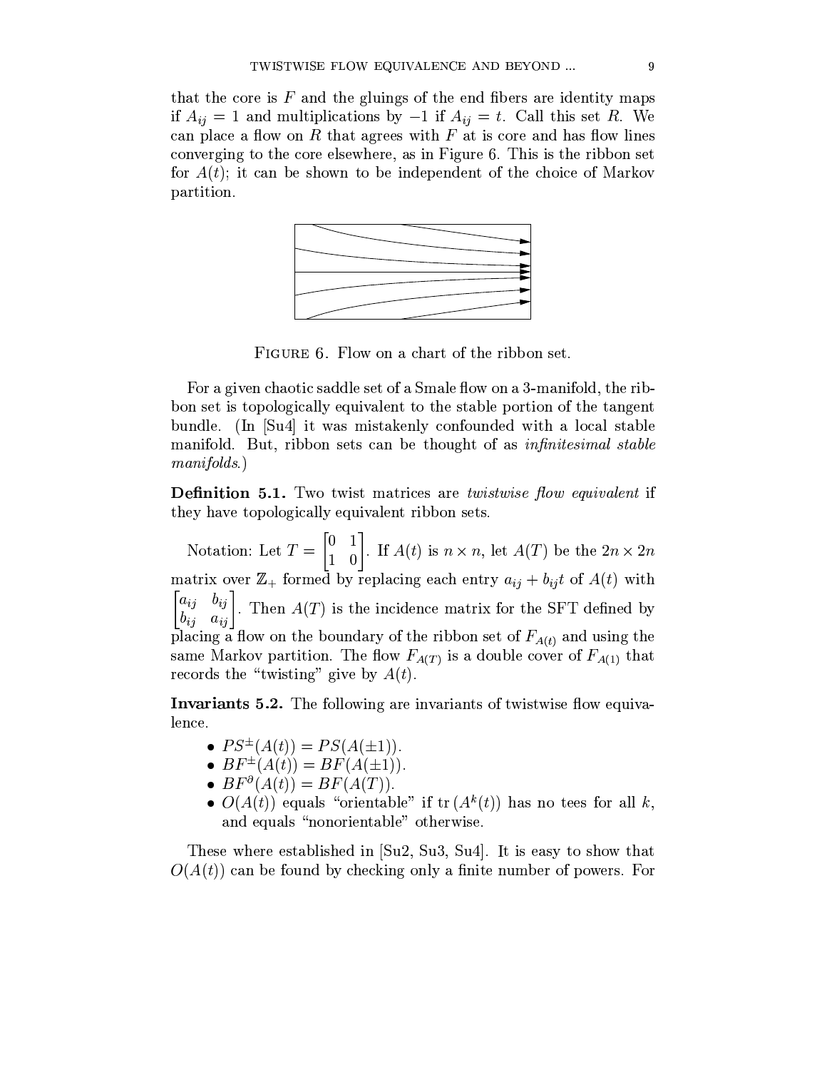that the core is $F$ and the gluings of the end fibers are identity maps if $A_{ij} = 1$ and multiplications by $-1$ if $A_{ij} = t$. Call this set $R$. We can place a flow on $R$ that agrees with $F$ at is core and has flow lines converging to the core elsewhere, as in Figure 6. This is the ribbon set for $A(t)$; it can be shown to be independent of the choice of Markov partition.

FIGURE 6. Flow on a chart of the ribbon set.

For a given chaotic saddle set of a Smale flow on a 3-manifold, the ribbon set is topologically equivalent to the stable portion of the tangent bundle. (In [Su4] it was mistakenly confounded with a local stable manifold. But, ribbon sets can be thought of as *infinitesimal stable manifolds*.)

**Definition 5.1.** Two twist matrices are *twistwise flow equivalent* if they have topologically equivalent ribbon sets.

Notation: Let $T = \begin{bmatrix} 0 & 1 \\ 1 & 0 \end{bmatrix}$. If $A(t)$ is $n \times n$, let $A(T)$ be the $2n \times 2n$ matrix over $\mathbb{Z}_+$ formed by replacing each entry $a_{ij} + b_{ij}t$ of $A(t)$ with $\begin{bmatrix} a_{ij} & b_{ij} \\ b_{ij} & a_{ij} \end{bmatrix}$. Then $A(T)$ is the incidence matrix for the SFT defined by placing a flow on the boundary of the ribbon set of $F_{A(t)}$ and using the same Markov partition. The flow $F_{A(T)}$ is a double cover of $F_{A(1)}$ that records the "twisting" give by $A(t)$.

**Invariants 5.2.** The following are invariants of twistwise flow equivalence.

- $PS^{\pm}(A(t)) = PS(A(\pm 1))$.
- $BF^{\pm}(A(t)) = BF(A(\pm 1))$.
- $BF^{\partial}(A(t)) = BF(A(T))$.
- $O(A(t))$ equals "orientable" if $\operatorname{tr}(A^k(t))$ has no tees for all $k$, and equals "nonorientable" otherwise.

These where established in [Su2, Su3, Su4]. It is easy to show that $O(A(t))$ can be found by checking only a finite number of powers. For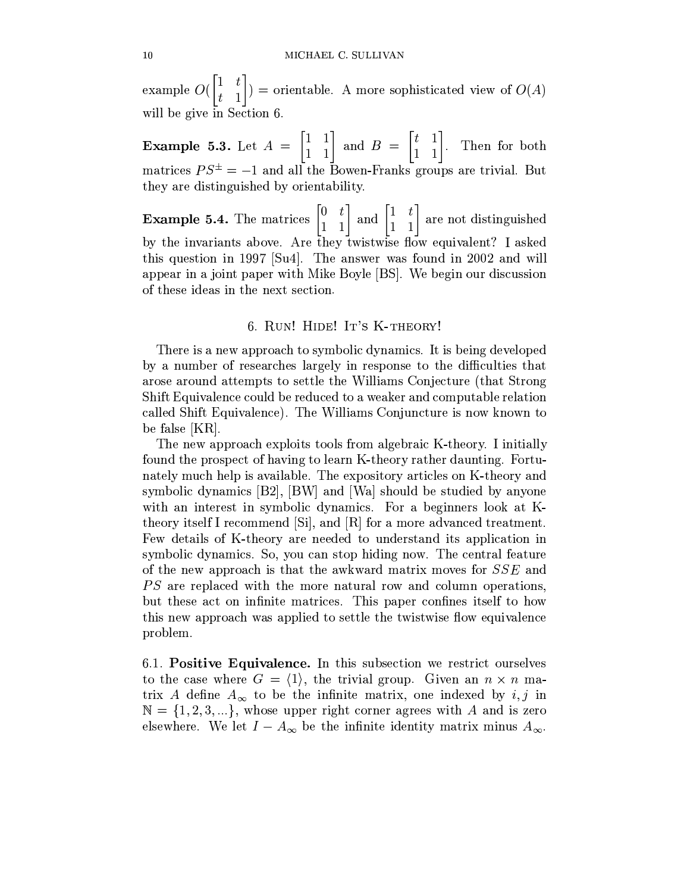example $O(\begin{bmatrix} 1 & t \\ t & 1 \end{bmatrix})$ = orientable. A more sophisticated view of $O(A)$ will be give in Section 6.

**Example 5.3.** Let $A = \begin{bmatrix} 1 & 1 \\ 1 & 1 \end{bmatrix}$ and $B = \begin{bmatrix} t & 1 \\ 1 & 1 \end{bmatrix}$. Then for both matrices $PS^{\pm} = -1$ and all the Bowen-Franks groups are trivial. But they are distinguished by orientability.

**Example 5.4.** The matrices $\begin{bmatrix} 0 & t \\ 1 & 1 \end{bmatrix}$ and $\begin{bmatrix} 1 & t \\ 1 & 1 \end{bmatrix}$ are not distinguished by the invariants above. Are they twistwise flow equivalent? I asked this question in 1997 [Su4]. The answer was found in 2002 and will appear in a joint paper with Mike Boyle [BS]. We begin our discussion of these ideas in the next section.

## 6. Run! Hide! It's K-theory!

There is a new approach to symbolic dynamics. It is being developed by a number of researches largely in response to the difficulties that arose around attempts to settle the Williams Conjecture (that Strong Shift Equivalence could be reduced to a weaker and computable relation called Shift Equivalence). The Williams Conjuncture is now known to be false [KR].

The new approach exploits tools from algebraic K-theory. I initially found the prospect of having to learn K-theory rather daunting. Fortunately much help is available. The expository articles on K-theory and symbolic dynamics [B2], [BW] and [Wa] should be studied by anyone with an interest in symbolic dynamics. For a beginners look at K-theory itself I recommend [Si], and [R] for a more advanced treatment. Few details of K-theory are needed to understand its application in symbolic dynamics. So, you can stop hiding now. The central feature of the new approach is that the awkward matrix moves for $SSE$ and $PS$ are replaced with the more natural row and column operations, but these act on infinite matrices. This paper confines itself to how this new approach was applied to settle the twistwise flow equivalence problem.

6.1. **Positive Equivalence.** In this subsection we restrict ourselves to the case where $G = \langle 1 \rangle$, the trivial group. Given an $n \times n$ matrix $A$ define $A_\infty$ to be the infinite matrix, one indexed by $i, j$ in $\mathbb{N} = \{1, 2, 3, \ldots\}$, whose upper right corner agrees with $A$ and is zero elsewhere. We let $I - A_\infty$ be the infinite identity matrix minus $A_\infty$.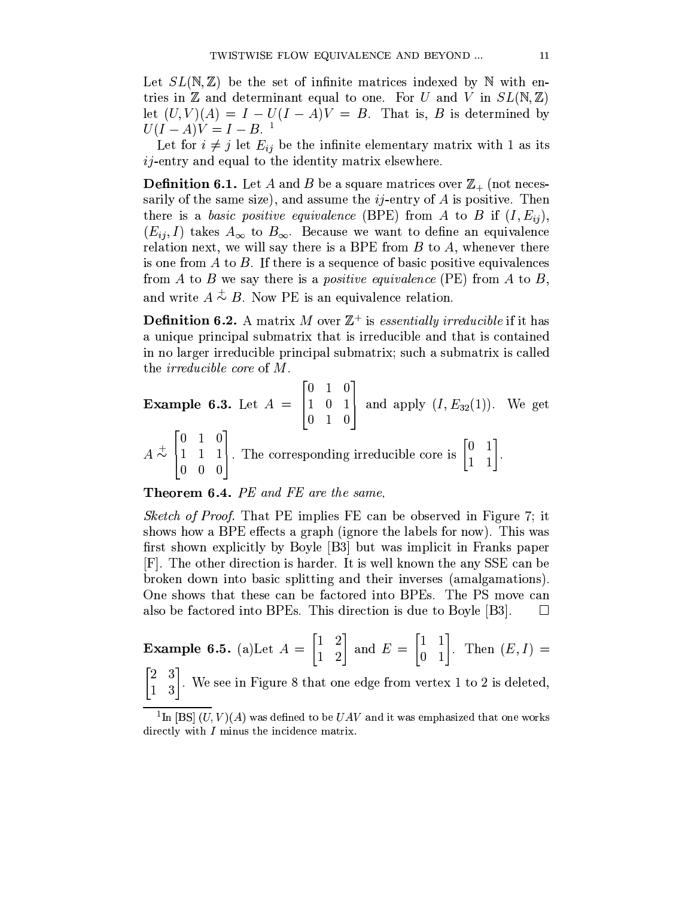Let $SL(\mathbb{N}, \mathbb{Z})$ be the set of infinite matrices indexed by $\mathbb{N}$ with entries in $\mathbb{Z}$ and determinant equal to one. For $U$ and $V$ in $SL(\mathbb{N}, \mathbb{Z})$ let $(U, V)(A) = I - U(I - A)V = B$. That is, $B$ is determined by $U(I - A)V = I - B$. [1]

Let for $i \neq j$ let $E_{ij}$ be the infinite elementary matrix with 1 as its $ij$-entry and equal to the identity matrix elsewhere.

**Definition 6.1.** Let $A$ and $B$ be a square matrices over $\mathbb{Z}_+$ (not necessarily of the same size), and assume the $ij$-entry of $A$ is positive. Then there is a *basic positive equivalence* (BPE) from $A$ to $B$ if $(I, E_{ij})$, $(E_{ij}, I)$ takes $A_\infty$ to $B_\infty$. Because we want to define an equivalence relation next, we will say there is a BPE from $B$ to $A$, whenever there is one from $A$ to $B$. If there is a sequence of basic positive equivalences from $A$ to $B$ we say there is a *positive equivalence* (PE) from $A$ to $B$, and write $A \overset{+}{\sim} B$. Now PE is an equivalence relation.

**Definition 6.2.** A matrix $M$ over $\mathbb{Z}^+$ is *essentially irreducible* if it has a unique principal submatrix that is irreducible and that is contained in no larger irreducible principal submatrix; such a submatrix is called the *irreducible core* of $M$.

**Example 6.3.** Let $A = \begin{bmatrix} 0 & 1 & 0 \\ 1 & 0 & 1 \\ 0 & 1 & 0 \end{bmatrix}$ and apply $(I, E_{32}(1))$. We get $A \overset{+}{\sim} \begin{bmatrix} 0 & 1 & 0 \\ 1 & 1 & 1 \\ 0 & 0 & 0 \end{bmatrix}$. The corresponding irreducible core is $\begin{bmatrix} 0 & 1 \\ 1 & 1 \end{bmatrix}$.

**Theorem 6.4.** *PE and FE are the same.*

*Sketch of Proof.* That PE implies FE can be observed in Figure 7; it shows how a BPE effects a graph (ignore the labels for now). This was first shown explicitly by Boyle [B3] but was implicit in Franks paper [F]. The other direction is harder. It is well known the any SSE can be broken down into basic splitting and their inverses (amalgamations). One shows that these can be factored into BPEs. The PS move can also be factored into BPEs. This direction is due to Boyle [B3]. $\square$

**Example 6.5.** (a)Let $A = \begin{bmatrix} 1 & 2 \\ 1 & 2 \end{bmatrix}$ and $E = \begin{bmatrix} 1 & 1 \\ 0 & 1 \end{bmatrix}$. Then $(E, I) = \begin{bmatrix} 2 & 3 \\ 1 & 3 \end{bmatrix}$. We see in Figure 8 that one edge from vertex 1 to 2 is deleted,

[1] In [BS] $(U, V)(A)$ was defined to be $UAV$ and it was emphasized that one works directly with $I$ minus the incidence matrix.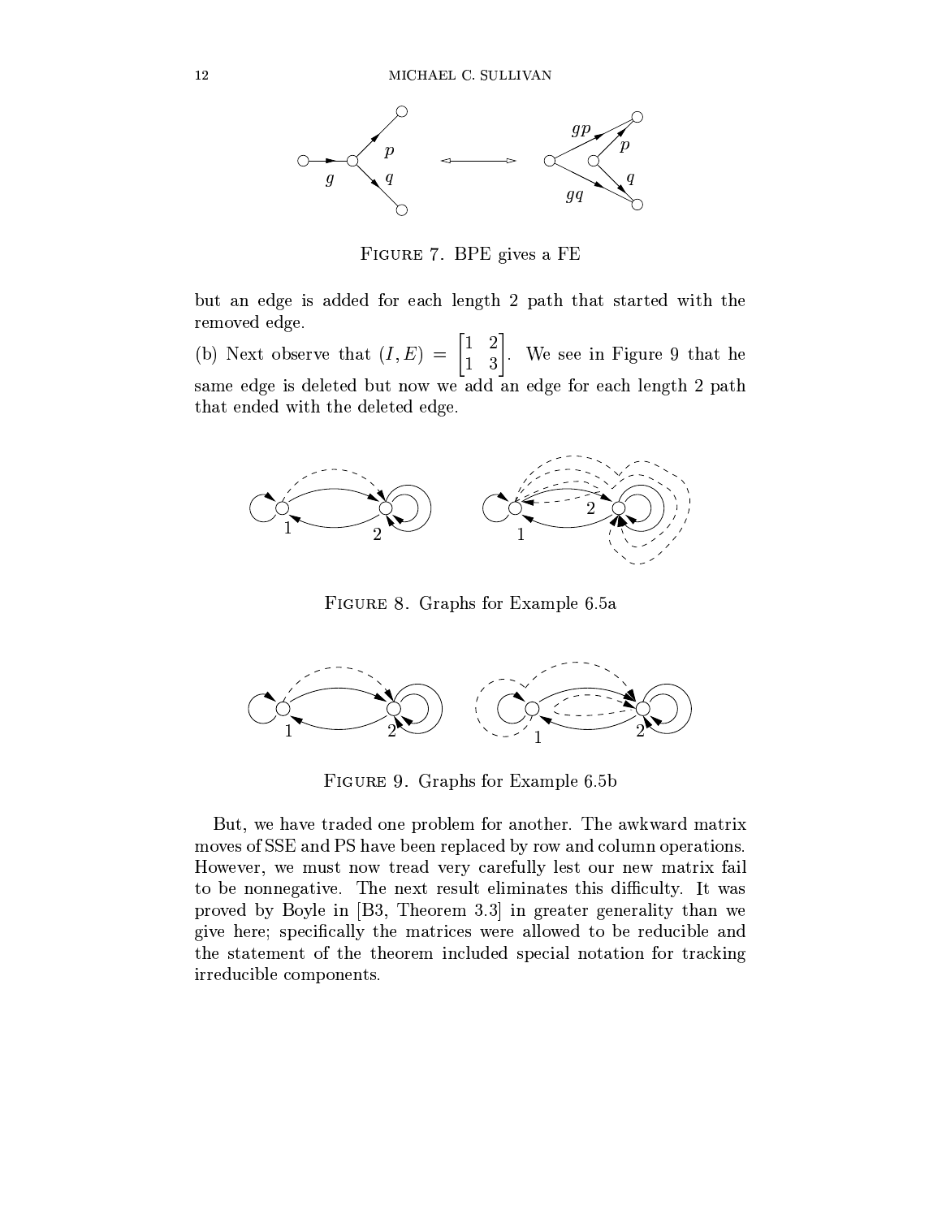FIGURE 7. BPE gives a FE

but an edge is added for each length 2 path that started with the removed edge.

(b) Next observe that $(I,E) = \begin{bmatrix} 1 & 2 \\ 1 & 3 \end{bmatrix}$. We see in Figure 9 that he same edge is deleted but now we add an edge for each length 2 path that ended with the deleted edge.

FIGURE 8. Graphs for Example 6.5a

FIGURE 9. Graphs for Example 6.5b

But, we have traded one problem for another. The awkward matrix moves of SSE and PS have been replaced by row and column operations. However, we must now tread very carefully lest our new matrix fail to be nonnegative. The next result eliminates this difficulty. It was proved by Boyle in [B3, Theorem 3.3] in greater generality than we give here; specifically the matrices were allowed to be reducible and the statement of the theorem included special notation for tracking irreducible components.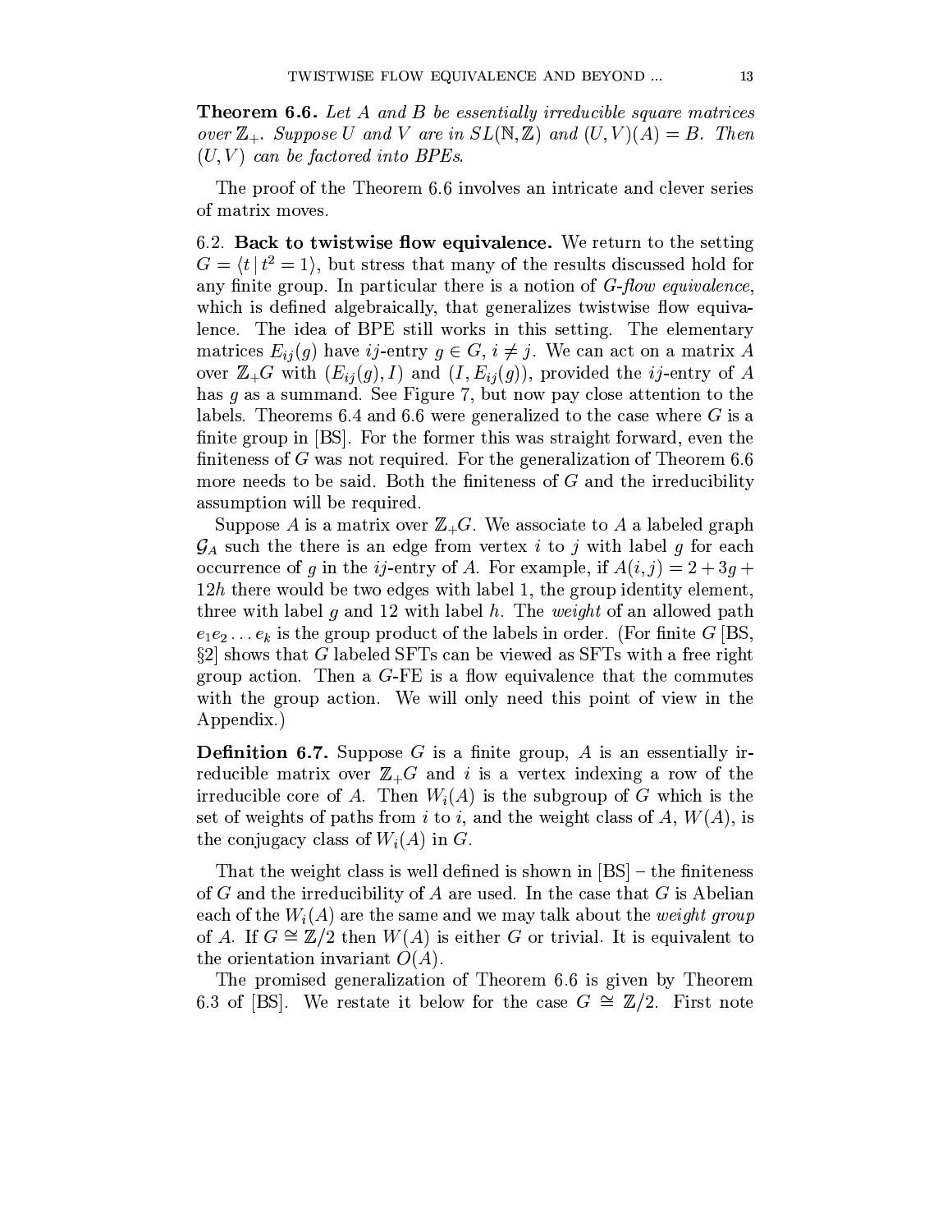**Theorem 6.6.** *Let $A$ and $B$ be essentially irreducible square matrices over $\mathbb{Z}_+$. Suppose $U$ and $V$ are in $SL(\mathbb{N}, \mathbb{Z})$ and $(U, V)(A) = B$. Then $(U, V)$ can be factored into BPEs.*

The proof of the Theorem 6.6 involves an intricate and clever series of matrix moves.

6.2. **Back to twistwise flow equivalence.** We return to the setting $G = \langle t \mid t^2 = 1 \rangle$, but stress that many of the results discussed hold for any finite group. In particular there is a notion of *$G$-flow equivalence*, which is defined algebraically, that generalizes twistwise flow equivalence. The idea of BPE still works in this setting. The elementary matrices $E_{ij}(g)$ have $ij$-entry $g \in G$, $i \neq j$. We can act on a matrix $A$ over $\mathbb{Z}_+G$ with $(E_{ij}(g), I)$ and $(I, E_{ij}(g))$, provided the $ij$-entry of $A$ has $g$ as a summand. See Figure 7, but now pay close attention to the labels. Theorems 6.4 and 6.6 were generalized to the case where $G$ is a finite group in [BS]. For the former this was straight forward, even the finiteness of $G$ was not required. For the generalization of Theorem 6.6 more needs to be said. Both the finiteness of $G$ and the irreducibility assumption will be required.

Suppose $A$ is a matrix over $\mathbb{Z}_+G$. We associate to $A$ a labeled graph $\mathcal{G}_A$ such the there is an edge from vertex $i$ to $j$ with label $g$ for each occurrence of $g$ in the $ij$-entry of $A$. For example, if $A(i,j) = 2 + 3g + 12h$ there would be two edges with label 1, the group identity element, three with label $g$ and 12 with label $h$. The *weight* of an allowed path $e_1 e_2 \ldots e_k$ is the group product of the labels in order. (For finite $G$ [BS, §2] shows that $G$ labeled SFTs can be viewed as SFTs with a free right group action. Then a $G$-FE is a flow equivalence that the commutes with the group action. We will only need this point of view in the Appendix.)

**Definition 6.7.** Suppose $G$ is a finite group, $A$ is an essentially irreducible matrix over $\mathbb{Z}_+G$ and $i$ is a vertex indexing a row of the irreducible core of $A$. Then $W_i(A)$ is the subgroup of $G$ which is the set of weights of paths from $i$ to $i$, and the weight class of $A$, $W(A)$, is the conjugacy class of $W_i(A)$ in $G$.

That the weight class is well defined is shown in [BS] – the finiteness of $G$ and the irreducibility of $A$ are used. In the case that $G$ is Abelian each of the $W_i(A)$ are the same and we may talk about the *weight group* of $A$. If $G \cong \mathbb{Z}/2$ then $W(A)$ is either $G$ or trivial. It is equivalent to the orientation invariant $O(A)$.

The promised generalization of Theorem 6.6 is given by Theorem 6.3 of [BS]. We restate it below for the case $G \cong \mathbb{Z}/2$. First note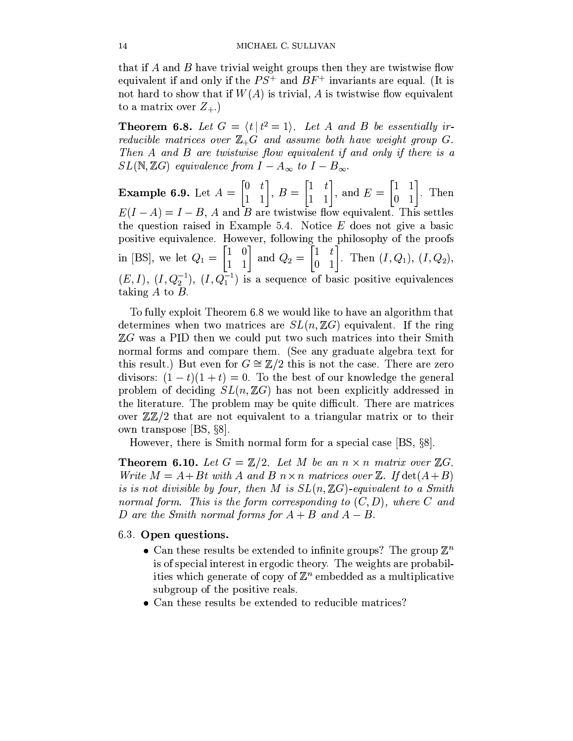that if $A$ and $B$ have trivial weight groups then they are twistwise flow equivalent if and only if the $PS^+$ and $BF^+$ invariants are equal. (It is not hard to show that if $W(A)$ is trivial, $A$ is twistwise flow equivalent to a matrix over $Z_+$.)

**Theorem 6.8.** *Let $G = \langle t \,|\, t^2 = 1 \rangle$. Let $A$ and $B$ be essentially irreducible matrices over $\mathbb{Z}_+G$ and assume both have weight group $G$. Then $A$ and $B$ are twistwise flow equivalent if and only if there is a $SL(\mathbb{N}, \mathbb{Z}G)$ equivalence from $I - A_\infty$ to $I - B_\infty$.*

**Example 6.9.** Let $A = \begin{bmatrix} 0 & t \\ 1 & 1 \end{bmatrix}$, $B = \begin{bmatrix} 1 & t \\ 1 & 1 \end{bmatrix}$, and $E = \begin{bmatrix} 1 & 1 \\ 0 & 1 \end{bmatrix}$. Then $E(I - A) = I - B$, $A$ and $B$ are twistwise flow equivalent. This settles the question raised in Example 5.4. Notice $E$ does not give a basic positive equivalence. However, following the philosophy of the proofs in [BS], we let $Q_1 = \begin{bmatrix} 1 & 0 \\ 1 & 1 \end{bmatrix}$ and $Q_2 = \begin{bmatrix} 1 & t \\ 0 & 1 \end{bmatrix}$. Then $(I, Q_1)$, $(I, Q_2)$, $(E, I)$, $(I, Q_2^{-1})$, $(I, Q_1^{-1})$ is a sequence of basic positive equivalences taking $A$ to $B$.

To fully exploit Theorem 6.8 we would like to have an algorithm that determines when two matrices are $SL(n, \mathbb{Z}G)$ equivalent. If the ring $\mathbb{Z}G$ was a PID then we could put two such matrices into their Smith normal forms and compare them. (See any graduate algebra text for this result.) But even for $G \cong \mathbb{Z}/2$ this is not the case. There are zero divisors: $(1 - t)(1 + t) = 0$. To the best of our knowledge the general problem of deciding $SL(n, \mathbb{Z}G)$ has not been explicitly addressed in the literature. The problem may be quite difficult. There are matrices over $\mathbb{Z}\mathbb{Z}/2$ that are not equivalent to a triangular matrix or to their own transpose [BS, §8].

However, there is Smith normal form for a special case [BS, §8].

**Theorem 6.10.** *Let $G = \mathbb{Z}/2$. Let $M$ be an $n \times n$ matrix over $\mathbb{Z}G$. Write $M = A + Bt$ with $A$ and $B$ $n \times n$ matrices over $\mathbb{Z}$. If $\det(A + B)$ is is not divisible by four, then $M$ is $SL(n, \mathbb{Z}G)$-equivalent to a Smith normal form. This is the form corresponding to $(C, D)$, where $C$ and $D$ are the Smith normal forms for $A + B$ and $A - B$.*

### 6.3. Open questions.

- Can these results be extended to infinite groups? The group $\mathbb{Z}^n$ is of special interest in ergodic theory. The weights are probabilities which generate of copy of $\mathbb{Z}^n$ embedded as a multiplicative subgroup of the positive reals.
- Can these results be extended to reducible matrices?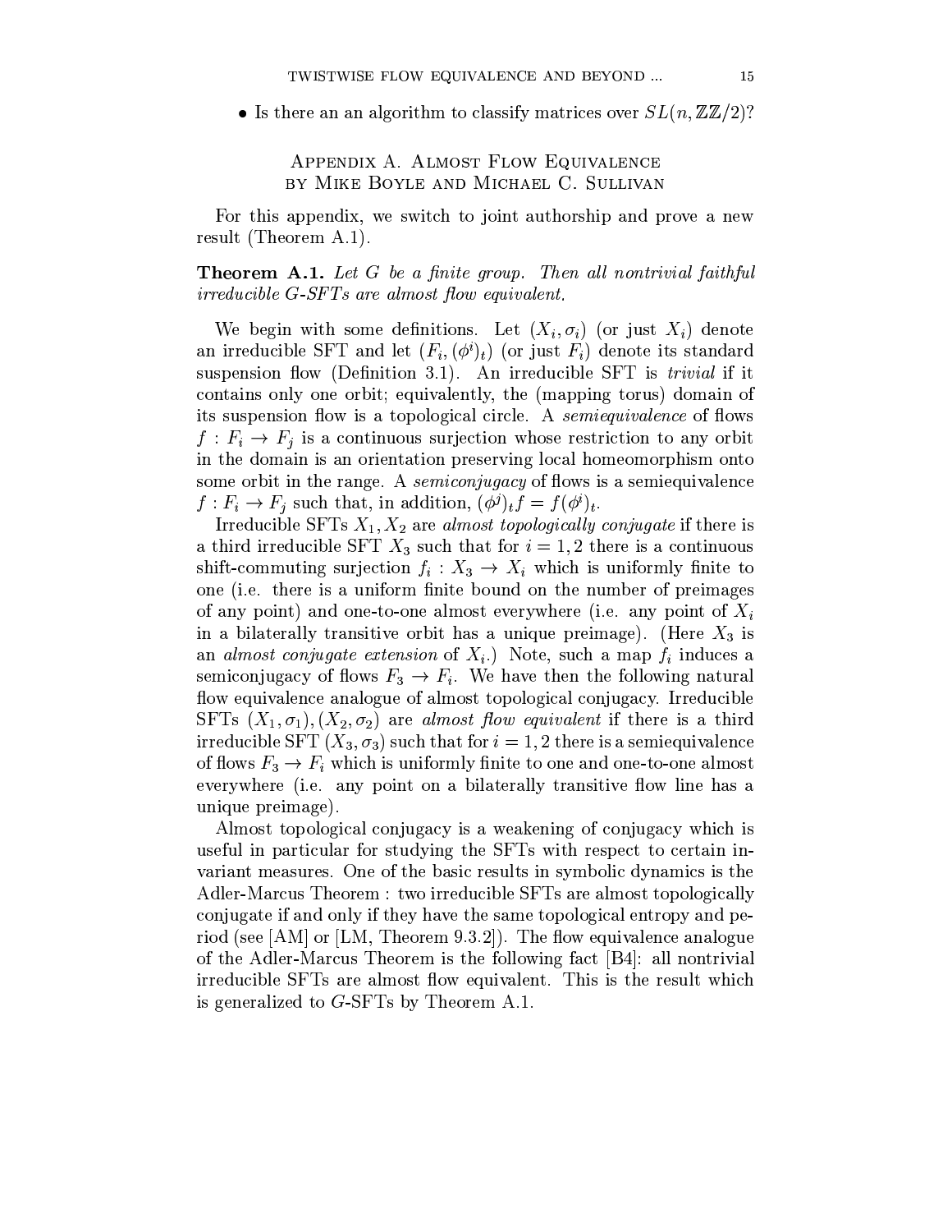- Is there an an algorithm to classify matrices over $SL(n, \mathbb{Z}/2)$?

## Appendix A. Almost Flow Equivalence by Mike Boyle and Michael C. Sullivan

For this appendix, we switch to joint authorship and prove a new result (Theorem A.1).

**Theorem A.1.** *Let $G$ be a finite group. Then all nontrivial faithful irreducible $G$-SFTs are almost flow equivalent.*

We begin with some definitions. Let $(X_i, \sigma_i)$ (or just $X_i$) denote an irreducible SFT and let $(F_i, (\phi^i)_t)$ (or just $F_i$) denote its standard suspension flow (Definition 3.1). An irreducible SFT is *trivial* if it contains only one orbit; equivalently, the (mapping torus) domain of its suspension flow is a topological circle. A *semiequivalence* of flows $f : F_i \to F_j$ is a continuous surjection whose restriction to any orbit in the domain is an orientation preserving local homeomorphism onto some orbit in the range. A *semiconjugacy* of flows is a semiequivalence $f : F_i \to F_j$ such that, in addition, $(\phi^j)_t f = f(\phi^i)_t$.

Irreducible SFTs $X_1, X_2$ are *almost topologically conjugate* if there is a third irreducible SFT $X_3$ such that for $i = 1, 2$ there is a continuous shift-commuting surjection $f_i : X_3 \to X_i$ which is uniformly finite to one (i.e. there is a uniform finite bound on the number of preimages of any point) and one-to-one almost everywhere (i.e. any point of $X_i$ in a bilaterally transitive orbit has a unique preimage). (Here $X_3$ is an *almost conjugate extension* of $X_i$.) Note, such a map $f_i$ induces a semiconjugacy of flows $F_3 \to F_i$. We have then the following natural flow equivalence analogue of almost topological conjugacy. Irreducible SFTs $(X_1, \sigma_1), (X_2, \sigma_2)$ are *almost flow equivalent* if there is a third irreducible SFT $(X_3, \sigma_3)$ such that for $i = 1, 2$ there is a semiequivalence of flows $F_3 \to F_i$ which is uniformly finite to one and one-to-one almost everywhere (i.e. any point on a bilaterally transitive flow line has a unique preimage).

Almost topological conjugacy is a weakening of conjugacy which is useful in particular for studying the SFTs with respect to certain invariant measures. One of the basic results in symbolic dynamics is the Adler-Marcus Theorem : two irreducible SFTs are almost topologically conjugate if and only if they have the same topological entropy and period (see [AM] or [LM, Theorem 9.3.2]). The flow equivalence analogue of the Adler-Marcus Theorem is the following fact [B4]: all nontrivial irreducible SFTs are almost flow equivalent. This is the result which is generalized to $G$-SFTs by Theorem A.1.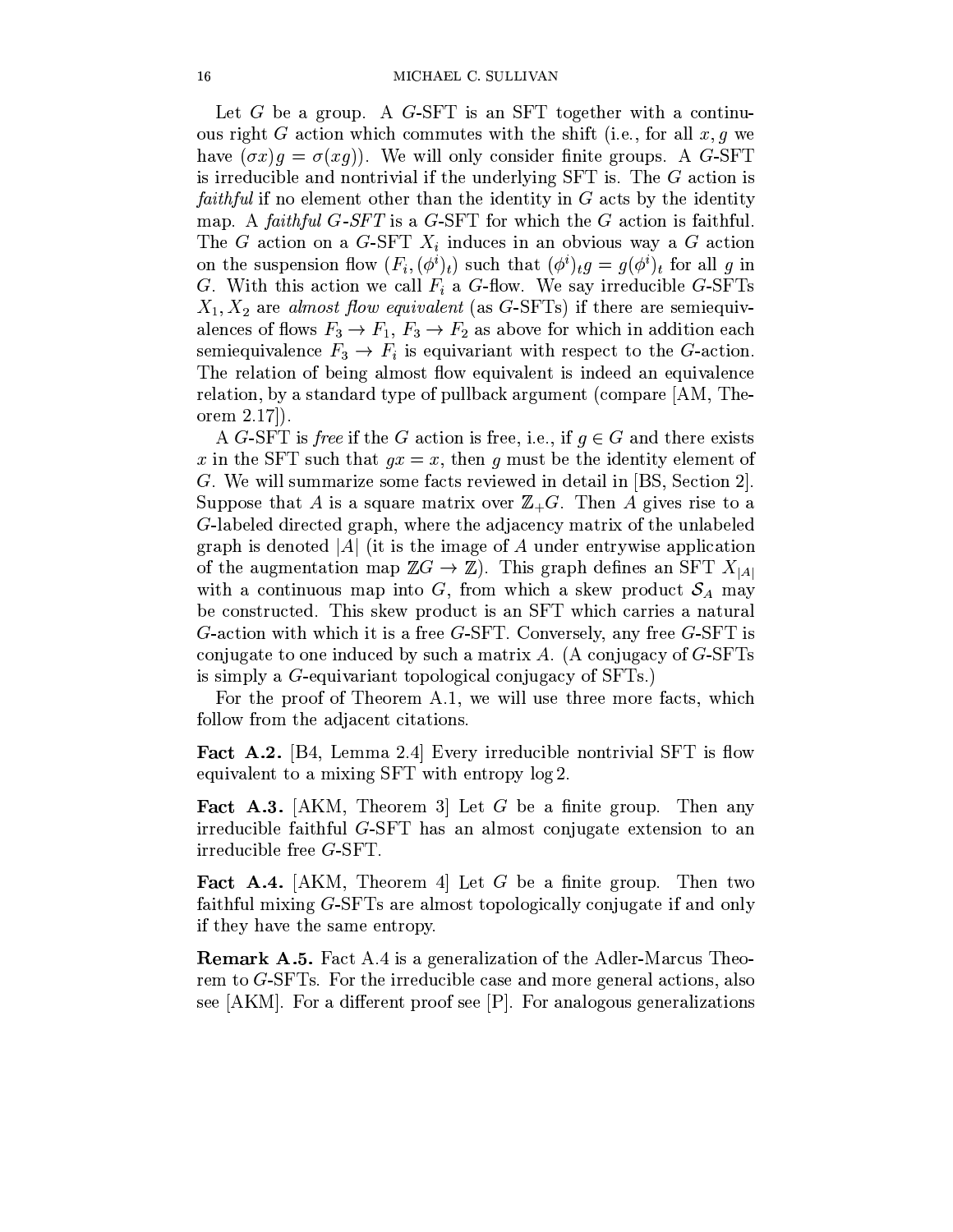Let $G$ be a group. A $G$-SFT is an SFT together with a continuous right $G$ action which commutes with the shift (i.e., for all $x, g$ we have $(\sigma x)g = \sigma(xg)$). We will only consider finite groups. A $G$-SFT is irreducible and nontrivial if the underlying SFT is. The $G$ action is *faithful* if no element other than the identity in $G$ acts by the identity map. A *faithful $G$-SFT* is a $G$-SFT for which the $G$ action is faithful. The $G$ action on a $G$-SFT $X_i$ induces in an obvious way a $G$ action on the suspension flow $(F_i, (\phi^i)_t)$ such that $(\phi^i)_t g = g(\phi^i)_t$ for all $g$ in $G$. With this action we call $F_i$ a $G$-flow. We say irreducible $G$-SFTs $X_1, X_2$ are *almost flow equivalent* (as $G$-SFTs) if there are semiequivalences of flows $F_3 \to F_1$, $F_3 \to F_2$ as above for which in addition each semiequivalence $F_3 \to F_i$ is equivariant with respect to the $G$-action. The relation of being almost flow equivalent is indeed an equivalence relation, by a standard type of pullback argument (compare [AM, Theorem 2.17]).

A $G$-SFT is *free* if the $G$ action is free, i.e., if $g \in G$ and there exists $x$ in the SFT such that $gx = x$, then $g$ must be the identity element of $G$. We will summarize some facts reviewed in detail in [BS, Section 2]. Suppose that $A$ is a square matrix over $\mathbb{Z}_+G$. Then $A$ gives rise to a $G$-labeled directed graph, where the adjacency matrix of the unlabeled graph is denoted $|A|$ (it is the image of $A$ under entrywise application of the augmentation map $\mathbb{Z}G \to \mathbb{Z}$). This graph defines an SFT $X_{|A|}$ with a continuous map into $G$, from which a skew product $\mathcal{S}_A$ may be constructed. This skew product is an SFT which carries a natural $G$-action with which it is a free $G$-SFT. Conversely, any free $G$-SFT is conjugate to one induced by such a matrix $A$. (A conjugacy of $G$-SFTs is simply a $G$-equivariant topological conjugacy of SFTs.)

For the proof of Theorem A.1, we will use three more facts, which follow from the adjacent citations.

**Fact A.2.** [B4, Lemma 2.4] Every irreducible nontrivial SFT is flow equivalent to a mixing SFT with entropy $\log 2$.

**Fact A.3.** [AKM, Theorem 3] Let $G$ be a finite group. Then any irreducible faithful $G$-SFT has an almost conjugate extension to an irreducible free $G$-SFT.

**Fact A.4.** [AKM, Theorem 4] Let $G$ be a finite group. Then two faithful mixing $G$-SFTs are almost topologically conjugate if and only if they have the same entropy.

**Remark A.5.** Fact A.4 is a generalization of the Adler-Marcus Theorem to $G$-SFTs. For the irreducible case and more general actions, also see [AKM]. For a different proof see [P]. For analogous generalizations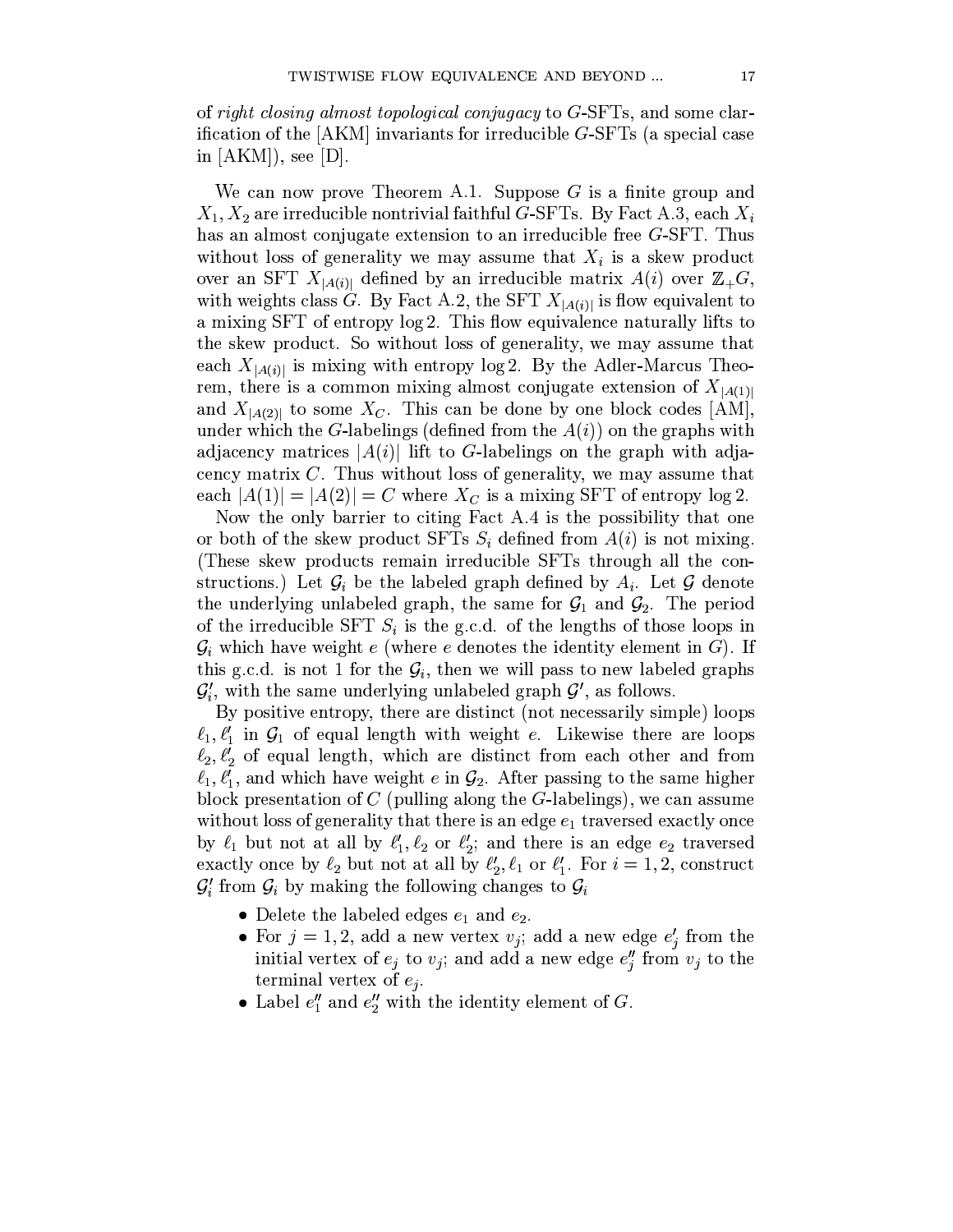of *right closing almost topological conjugacy* to $G$-SFTs, and some clarification of the [AKM] invariants for irreducible $G$-SFTs (a special case in [AKM]), see [D].

We can now prove Theorem A.1. Suppose $G$ is a finite group and $X_1, X_2$ are irreducible nontrivial faithful $G$-SFTs. By Fact A.3, each $X_i$ has an almost conjugate extension to an irreducible free $G$-SFT. Thus without loss of generality we may assume that $X_i$ is a skew product over an SFT $X_{|A(i)|}$ defined by an irreducible matrix $A(i)$ over $\mathbb{Z}_+G$, with weights class $G$. By Fact A.2, the SFT $X_{|A(i)|}$ is flow equivalent to a mixing SFT of entropy $\log 2$. This flow equivalence naturally lifts to the skew product. So without loss of generality, we may assume that each $X_{|A(i)|}$ is mixing with entropy $\log 2$. By the Adler-Marcus Theorem, there is a common mixing almost conjugate extension of $X_{|A(1)|}$ and $X_{|A(2)|}$ to some $X_C$. This can be done by one block codes [AM], under which the $G$-labelings (defined from the $A(i)$) on the graphs with adjacency matrices $|A(i)|$ lift to $G$-labelings on the graph with adjacency matrix $C$. Thus without loss of generality, we may assume that each $|A(1)| = |A(2)| = C$ where $X_C$ is a mixing SFT of entropy $\log 2$.

Now the only barrier to citing Fact A.4 is the possibility that one or both of the skew product SFTs $S_i$ defined from $A(i)$ is not mixing. (These skew products remain irreducible SFTs through all the constructions.) Let $\mathcal{G}_i$ be the labeled graph defined by $A_i$. Let $\mathcal{G}$ denote the underlying unlabeled graph, the same for $\mathcal{G}_1$ and $\mathcal{G}_2$. The period of the irreducible SFT $S_i$ is the g.c.d. of the lengths of those loops in $\mathcal{G}_i$ which have weight $e$ (where $e$ denotes the identity element in $G$). If this g.c.d. is not 1 for the $\mathcal{G}_i$, then we will pass to new labeled graphs $\mathcal{G}_i'$, with the same underlying unlabeled graph $\mathcal{G}'$, as follows.

By positive entropy, there are distinct (not necessarily simple) loops $\ell_1, \ell_1'$ in $\mathcal{G}_1$ of equal length with weight $e$. Likewise there are loops $\ell_2, \ell_2'$ of equal length, which are distinct from each other and from $\ell_1, \ell_1'$, and which have weight $e$ in $\mathcal{G}_2$. After passing to the same higher block presentation of $C$ (pulling along the $G$-labelings), we can assume without loss of generality that there is an edge $e_1$ traversed exactly once by $\ell_1$ but not at all by $\ell_1', \ell_2$ or $\ell_2'$; and there is an edge $e_2$ traversed exactly once by $\ell_2$ but not at all by $\ell_2', \ell_1$ or $\ell_1'$. For $i = 1, 2$, construct $\mathcal{G}_i'$ from $\mathcal{G}_i$ by making the following changes to $\mathcal{G}_i$

- Delete the labeled edges $e_1$ and $e_2$.
- For $j = 1, 2$, add a new vertex $v_j$; add a new edge $e_j'$ from the initial vertex of $e_j$ to $v_j$; and add a new edge $e_j''$ from $v_j$ to the terminal vertex of $e_j$.
- Label $e_1''$ and $e_2''$ with the identity element of $G$.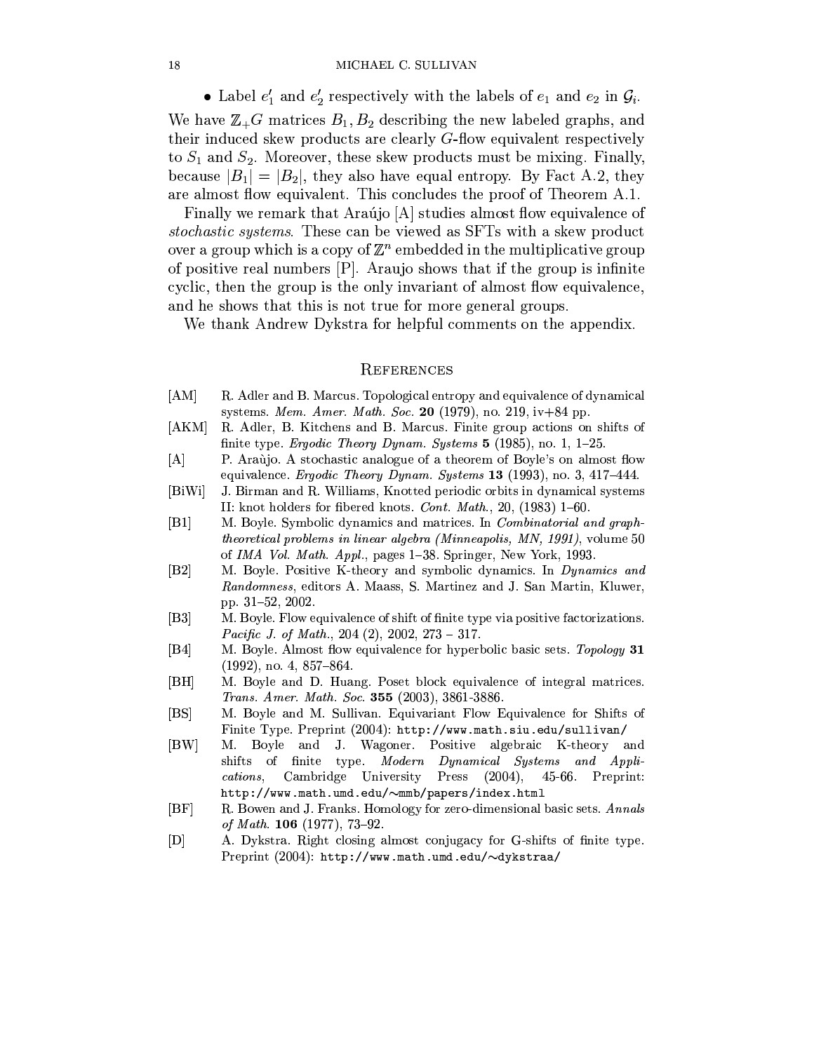- Label $e_1'$ and $e_2'$ respectively with the labels of $e_1$ and $e_2$ in $\mathcal{G}_i$.

We have $\mathbb{Z}_+G$ matrices $B_1, B_2$ describing the new labeled graphs, and their induced skew products are clearly $G$-flow equivalent respectively to $S_1$ and $S_2$. Moreover, these skew products must be mixing. Finally, because $|B_1| = |B_2|$, they also have equal entropy. By Fact A.2, they are almost flow equivalent. This concludes the proof of Theorem A.1.

Finally we remark that Araújo [A] studies almost flow equivalence of *stochastic systems*. These can be viewed as SFTs with a skew product over a group which is a copy of $\mathbb{Z}^n$ embedded in the multiplicative group of positive real numbers [P]. Araujo shows that if the group is infinite cyclic, then the group is the only invariant of almost flow equivalence, and he shows that this is not true for more general groups.

We thank Andrew Dykstra for helpful comments on the appendix.

## References

- [AM] R. Adler and B. Marcus. Topological entropy and equivalence of dynamical systems. *Mem. Amer. Math. Soc.* **20** (1979), no. 219, iv+84 pp.
- [AKM] R. Adler, B. Kitchens and B. Marcus. Finite group actions on shifts of finite type. *Ergodic Theory Dynam. Systems* **5** (1985), no. 1, 1–25.
- [A] P. Araùjo. A stochastic analogue of a theorem of Boyle's on almost flow equivalence. *Ergodic Theory Dynam. Systems* **13** (1993), no. 3, 417–444.
- [BiWi] J. Birman and R. Williams, Knotted periodic orbits in dynamical systems II: knot holders for fibered knots. *Cont. Math.*, 20, (1983) 1–60.
- [B1] M. Boyle. Symbolic dynamics and matrices. In *Combinatorial and graph-theoretical problems in linear algebra (Minneapolis, MN, 1991)*, volume 50 of *IMA Vol. Math. Appl.*, pages 1–38. Springer, New York, 1993.
- [B2] M. Boyle. Positive K-theory and symbolic dynamics. In *Dynamics and Randomness*, editors A. Maass, S. Martinez and J. San Martin, Kluwer, pp. 31–52, 2002.
- [B3] M. Boyle. Flow equivalence of shift of finite type via positive factorizations. *Pacific J. of Math.*, 204 (2), 2002, 273 – 317.
- [B4] M. Boyle. Almost flow equivalence for hyperbolic basic sets. *Topology* **31** (1992), no. 4, 857–864.
- [BH] M. Boyle and D. Huang. Poset block equivalence of integral matrices. *Trans. Amer. Math. Soc.* **355** (2003), 3861-3886.
- [BS] M. Boyle and M. Sullivan. Equivariant Flow Equivalence for Shifts of Finite Type. Preprint (2004): `http://www.math.siu.edu/sullivan/`
- [BW] M. Boyle and J. Wagoner. Positive algebraic K-theory and shifts of finite type. *Modern Dynamical Systems and Applications*, Cambridge University Press (2004), 45-66. Preprint: `http://www.math.umd.edu/~mmb/papers/index.html`
- [BF] R. Bowen and J. Franks. Homology for zero-dimensional basic sets. *Annals of Math.* **106** (1977), 73–92.
- [D] A. Dykstra. Right closing almost conjugacy for G-shifts of finite type. Preprint (2004): `http://www.math.umd.edu/~dykstraa/`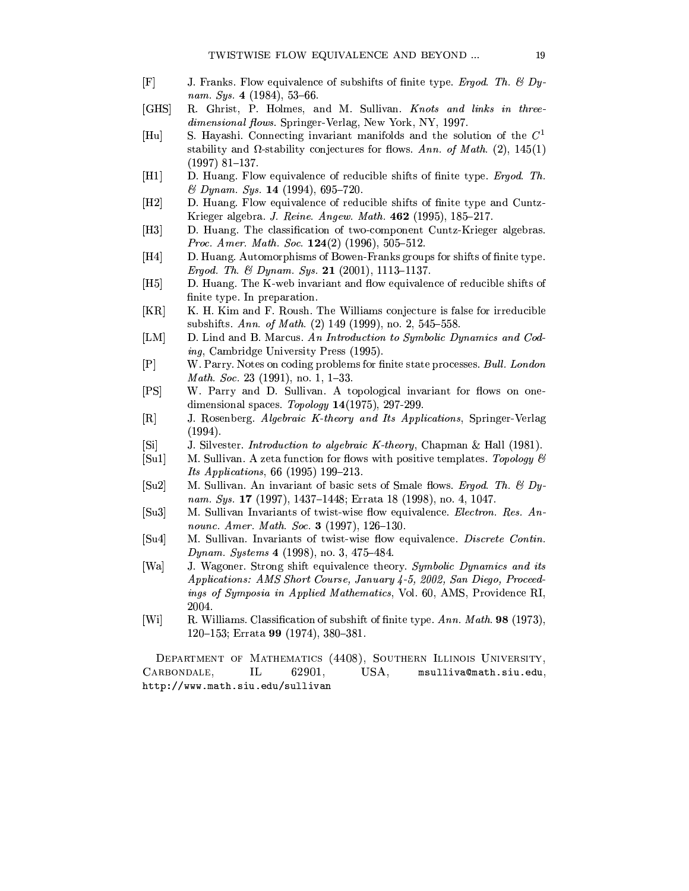- [F] J. Franks. Flow equivalence of subshifts of finite type. *Ergod. Th. & Dynam. Sys.* **4** (1984), 53–66.
- [GHS] R. Ghrist, P. Holmes, and M. Sullivan. *Knots and links in three-dimensional flows.* Springer-Verlag, New York, NY, 1997.
- [Hu] S. Hayashi. Connecting invariant manifolds and the solution of the $C^1$ stability and $\Omega$-stability conjectures for flows. *Ann. of Math.* (2), 145(1) (1997) 81–137.
- [H1] D. Huang. Flow equivalence of reducible shifts of finite type. *Ergod. Th. & Dynam. Sys.* **14** (1994), 695–720.
- [H2] D. Huang. Flow equivalence of reducible shifts of finite type and Cuntz-Krieger algebra. *J. Reine. Angew. Math.* **462** (1995), 185–217.
- [H3] D. Huang. The classification of two-component Cuntz-Krieger algebras. *Proc. Amer. Math. Soc.* **124**(2) (1996), 505–512.
- [H4] D. Huang. Automorphisms of Bowen-Franks groups for shifts of finite type. *Ergod. Th. & Dynam. Sys.* **21** (2001), 1113–1137.
- [H5] D. Huang. The K-web invariant and flow equivalence of reducible shifts of finite type. In preparation.
- [KR] K. H. Kim and F. Roush. The Williams conjecture is false for irreducible subshifts. *Ann. of Math.* (2) 149 (1999), no. 2, 545–558.
- [LM] D. Lind and B. Marcus. *An Introduction to Symbolic Dynamics and Coding*, Cambridge University Press (1995).
- [P] W. Parry. Notes on coding problems for finite state processes. *Bull. London Math. Soc.* 23 (1991), no. 1, 1–33.
- [PS] W. Parry and D. Sullivan. A topological invariant for flows on one-dimensional spaces. *Topology* **14**(1975), 297-299.
- [R] J. Rosenberg. *Algebraic K-theory and Its Applications*, Springer-Verlag (1994).
- [Si] J. Silvester. *Introduction to algebraic K-theory*, Chapman & Hall (1981).
- [Su1] M. Sullivan. A zeta function for flows with positive templates. *Topology & Its Applications*, 66 (1995) 199–213.
- [Su2] M. Sullivan. An invariant of basic sets of Smale flows. *Ergod. Th. & Dynam. Sys.* **17** (1997), 1437–1448; Errata 18 (1998), no. 4, 1047.
- [Su3] M. Sullivan Invariants of twist-wise flow equivalence. *Electron. Res. Announc. Amer. Math. Soc.* **3** (1997), 126–130.
- [Su4] M. Sullivan. Invariants of twist-wise flow equivalence. *Discrete Contin. Dynam. Systems* **4** (1998), no. 3, 475–484.
- [Wa] J. Wagoner. Strong shift equivalence theory. *Symbolic Dynamics and its Applications: AMS Short Course, January 4-5, 2002, San Diego, Proceedings of Symposia in Applied Mathematics*, Vol. 60, AMS, Providence RI, 2004.
- [Wi] R. Williams. Classification of subshift of finite type. *Ann. Math.* **98** (1973), 120–153; Errata **99** (1974), 380–381.

Department of Mathematics (4408), Southern Illinois University, Carbondale, IL 62901, USA, msulliva@math.siu.edu, http://www.math.siu.edu/sullivan